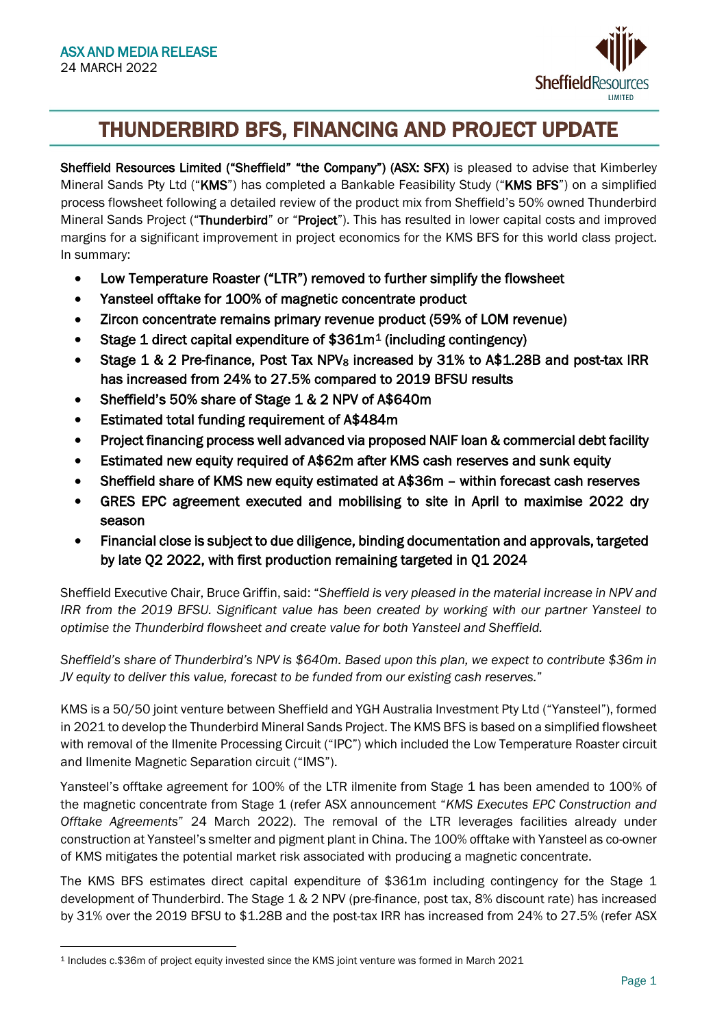**ASX AND MEDIA RELEASE**
24 MARCH 2022

# THUNDERBIRD BFS, FINANCING AND PROJECT UPDATE

**Sheffield Resources Limited ("Sheffield" "the Company") (ASX: SFX)** is pleased to advise that Kimberley Mineral Sands Pty Ltd ("**KMS**") has completed a Bankable Feasibility Study ("**KMS BFS**") on a simplified process flowsheet following a detailed review of the product mix from Sheffield's 50% owned Thunderbird Mineral Sands Project ("**Thunderbird**" or "**Project**"). This has resulted in lower capital costs and improved margins for a significant improvement in project economics for the KMS BFS for this world class project. In summary:

- **Low Temperature Roaster ("LTR") removed to further simplify the flowsheet**
- **Yansteel offtake for 100% of magnetic concentrate product**
- **Zircon concentrate remains primary revenue product (59% of LOM revenue)**
- **Stage 1 direct capital expenditure of $361m[1] (including contingency)**
- **Stage 1 & 2 Pre-finance, Post Tax NPV$_8$ increased by 31% to A$1.28B and post-tax IRR has increased from 24% to 27.5% compared to 2019 BFSU results**
- **Sheffield's 50% share of Stage 1 & 2 NPV of A$640m**
- **Estimated total funding requirement of A$484m**
- **Project financing process well advanced via proposed NAIF loan & commercial debt facility**
- **Estimated new equity required of A$62m after KMS cash reserves and sunk equity**
- **Sheffield share of KMS new equity estimated at A$36m – within forecast cash reserves**
- **GRES EPC agreement executed and mobilising to site in April to maximise 2022 dry season**
- **Financial close is subject to due diligence, binding documentation and approvals, targeted by late Q2 2022, with first production remaining targeted in Q1 2024**

Sheffield Executive Chair, Bruce Griffin, said: "*Sheffield is very pleased in the material increase in NPV and IRR from the 2019 BFSU. Significant value has been created by working with our partner Yansteel to optimise the Thunderbird flowsheet and create value for both Yansteel and Sheffield.*

*Sheffield's share of Thunderbird's NPV is $640m. Based upon this plan, we expect to contribute $36m in JV equity to deliver this value, forecast to be funded from our existing cash reserves.*"

KMS is a 50/50 joint venture between Sheffield and YGH Australia Investment Pty Ltd ("Yansteel"), formed in 2021 to develop the Thunderbird Mineral Sands Project. The KMS BFS is based on a simplified flowsheet with removal of the Ilmenite Processing Circuit ("IPC") which included the Low Temperature Roaster circuit and Ilmenite Magnetic Separation circuit ("IMS").

Yansteel's offtake agreement for 100% of the LTR ilmenite from Stage 1 has been amended to 100% of the magnetic concentrate from Stage 1 (refer ASX announcement "*KMS Executes EPC Construction and Offtake Agreements*" 24 March 2022). The removal of the LTR leverages facilities already under construction at Yansteel's smelter and pigment plant in China. The 100% offtake with Yansteel as co-owner of KMS mitigates the potential market risk associated with producing a magnetic concentrate.

The KMS BFS estimates direct capital expenditure of $361m including contingency for the Stage 1 development of Thunderbird. The Stage 1 & 2 NPV (pre-finance, post tax, 8% discount rate) has increased by 31% over the 2019 BFSU to $1.28B and the post-tax IRR has increased from 24% to 27.5% (refer ASX

[1] Includes c.$36m of project equity invested since the KMS joint venture was formed in March 2021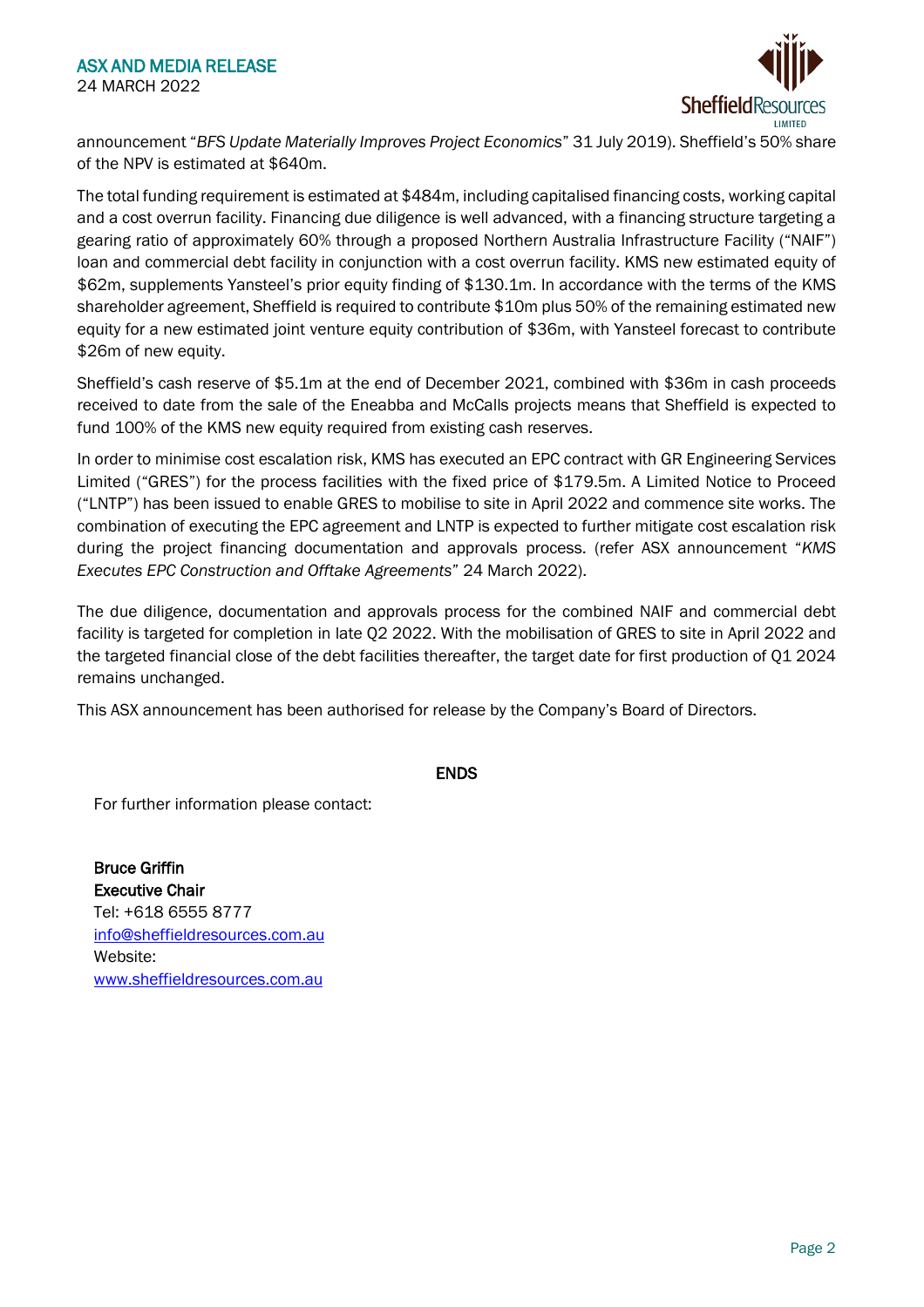announcement "*BFS Update Materially Improves Project Economics*" 31 July 2019). Sheffield's 50% share of the NPV is estimated at $640m.

The total funding requirement is estimated at $484m, including capitalised financing costs, working capital and a cost overrun facility. Financing due diligence is well advanced, with a financing structure targeting a gearing ratio of approximately 60% through a proposed Northern Australia Infrastructure Facility ("NAIF") loan and commercial debt facility in conjunction with a cost overrun facility. KMS new estimated equity of $62m, supplements Yansteel's prior equity finding of $130.1m. In accordance with the terms of the KMS shareholder agreement, Sheffield is required to contribute $10m plus 50% of the remaining estimated new equity for a new estimated joint venture equity contribution of $36m, with Yansteel forecast to contribute $26m of new equity.

Sheffield's cash reserve of $5.1m at the end of December 2021, combined with $36m in cash proceeds received to date from the sale of the Eneabba and McCalls projects means that Sheffield is expected to fund 100% of the KMS new equity required from existing cash reserves.

In order to minimise cost escalation risk, KMS has executed an EPC contract with GR Engineering Services Limited ("GRES") for the process facilities with the fixed price of $179.5m. A Limited Notice to Proceed ("LNTP") has been issued to enable GRES to mobilise to site in April 2022 and commence site works. The combination of executing the EPC agreement and LNTP is expected to further mitigate cost escalation risk during the project financing documentation and approvals process. (refer ASX announcement "*KMS Executes EPC Construction and Offtake Agreements*" 24 March 2022).

The due diligence, documentation and approvals process for the combined NAIF and commercial debt facility is targeted for completion in late Q2 2022. With the mobilisation of GRES to site in April 2022 and the targeted financial close of the debt facilities thereafter, the target date for first production of Q1 2024 remains unchanged.

This ASX announcement has been authorised for release by the Company's Board of Directors.

**ENDS**

For further information please contact:

**Bruce Griffin**
**Executive Chair**
Tel: +618 6555 8777
info@sheffieldresources.com.au
Website:
www.sheffieldresources.com.au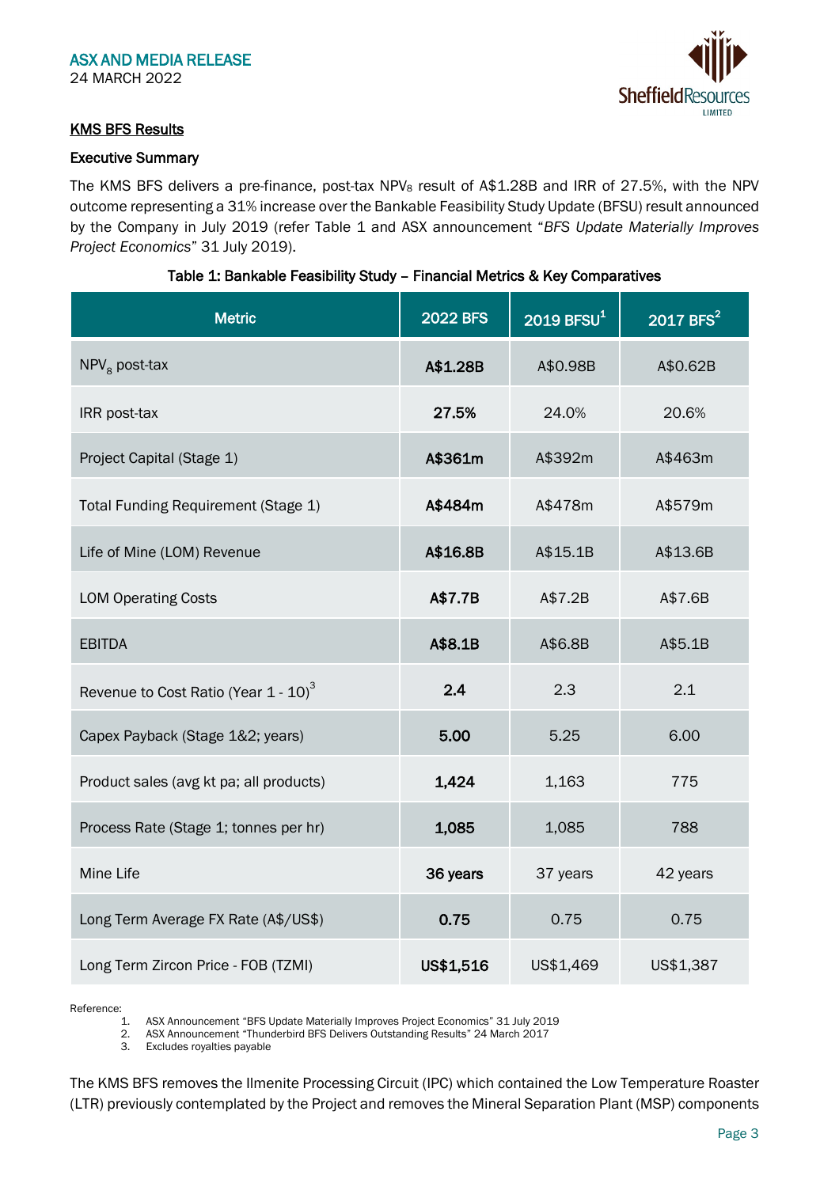## KMS BFS Results

### Executive Summary

The KMS BFS delivers a pre-finance, post-tax $NPV_8$ result of A$1.28B and IRR of 27.5%, with the NPV outcome representing a 31% increase over the Bankable Feasibility Study Update (BFSU) result announced by the Company in July 2019 (refer Table 1 and ASX announcement "*BFS Update Materially Improves Project Economics*" 31 July 2019).

**Table 1: Bankable Feasibility Study – Financial Metrics & Key Comparatives**

| Metric | 2022 BFS | 2019 BFSU[1] | 2017 BFS[2] |
|---|---|---|---|
| $NPV_8$ post-tax | **A$1.28B** | A$0.98B | A$0.62B |
| IRR post-tax | **27.5%** | 24.0% | 20.6% |
| Project Capital (Stage 1) | **A$361m** | A$392m | A$463m |
| Total Funding Requirement (Stage 1) | **A$484m** | A$478m | A$579m |
| Life of Mine (LOM) Revenue | **A$16.8B** | A$15.1B | A$13.6B |
| LOM Operating Costs | **A$7.7B** | A$7.2B | A$7.6B |
| EBITDA | **A$8.1B** | A$6.8B | A$5.1B |
| Revenue to Cost Ratio (Year 1 - 10)[3] | **2.4** | 2.3 | 2.1 |
| Capex Payback (Stage 1&2; years) | **5.00** | 5.25 | 6.00 |
| Product sales (avg kt pa; all products) | **1,424** | 1,163 | 775 |
| Process Rate (Stage 1; tonnes per hr) | **1,085** | 1,085 | 788 |
| Mine Life | **36 years** | 37 years | 42 years |
| Long Term Average FX Rate (A$/US$) | **0.75** | 0.75 | 0.75 |
| Long Term Zircon Price - FOB (TZMI) | **US$1,516** | US$1,469 | US$1,387 |

Reference:
1. ASX Announcement "BFS Update Materially Improves Project Economics" 31 July 2019
2. ASX Announcement "Thunderbird BFS Delivers Outstanding Results" 24 March 2017
3. Excludes royalties payable

The KMS BFS removes the Ilmenite Processing Circuit (IPC) which contained the Low Temperature Roaster (LTR) previously contemplated by the Project and removes the Mineral Separation Plant (MSP) components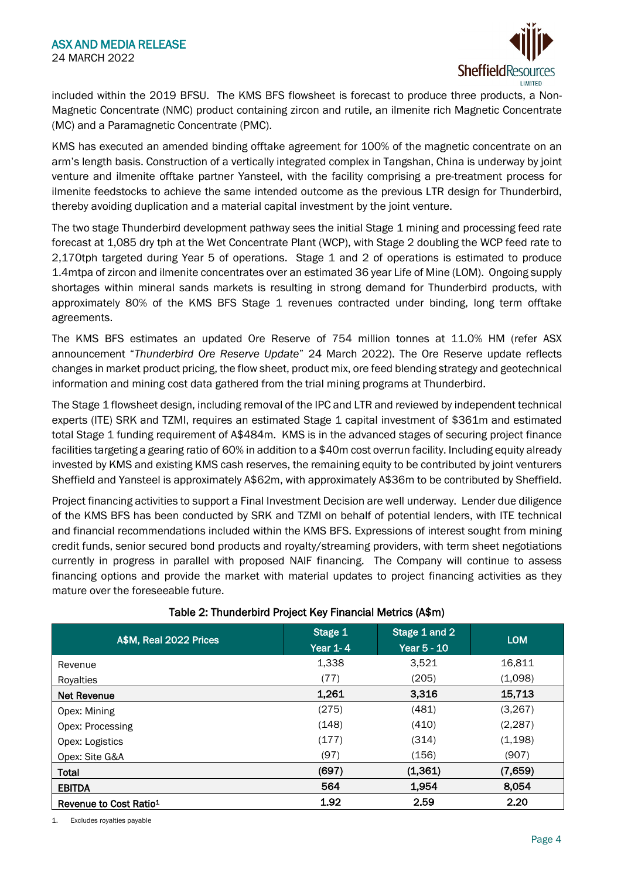included within the 2019 BFSU. The KMS BFS flowsheet is forecast to produce three products, a Non-Magnetic Concentrate (NMC) product containing zircon and rutile, an ilmenite rich Magnetic Concentrate (MC) and a Paramagnetic Concentrate (PMC).

KMS has executed an amended binding offtake agreement for 100% of the magnetic concentrate on an arm's length basis. Construction of a vertically integrated complex in Tangshan, China is underway by joint venture and ilmenite offtake partner Yansteel, with the facility comprising a pre-treatment process for ilmenite feedstocks to achieve the same intended outcome as the previous LTR design for Thunderbird, thereby avoiding duplication and a material capital investment by the joint venture.

The two stage Thunderbird development pathway sees the initial Stage 1 mining and processing feed rate forecast at 1,085 dry tph at the Wet Concentrate Plant (WCP), with Stage 2 doubling the WCP feed rate to 2,170tph targeted during Year 5 of operations. Stage 1 and 2 of operations is estimated to produce 1.4mtpa of zircon and ilmenite concentrates over an estimated 36 year Life of Mine (LOM). Ongoing supply shortages within mineral sands markets is resulting in strong demand for Thunderbird products, with approximately 80% of the KMS BFS Stage 1 revenues contracted under binding, long term offtake agreements.

The KMS BFS estimates an updated Ore Reserve of 754 million tonnes at 11.0% HM (refer ASX announcement "*Thunderbird Ore Reserve Update*" 24 March 2022). The Ore Reserve update reflects changes in market product pricing, the flow sheet, product mix, ore feed blending strategy and geotechnical information and mining cost data gathered from the trial mining programs at Thunderbird.

The Stage 1 flowsheet design, including removal of the IPC and LTR and reviewed by independent technical experts (ITE) SRK and TZMI, requires an estimated Stage 1 capital investment of $361m and estimated total Stage 1 funding requirement of A$484m. KMS is in the advanced stages of securing project finance facilities targeting a gearing ratio of 60% in addition to a $40m cost overrun facility. Including equity already invested by KMS and existing KMS cash reserves, the remaining equity to be contributed by joint venturers Sheffield and Yansteel is approximately A$62m, with approximately A$36m to be contributed by Sheffield.

Project financing activities to support a Final Investment Decision are well underway. Lender due diligence of the KMS BFS has been conducted by SRK and TZMI on behalf of potential lenders, with ITE technical and financial recommendations included within the KMS BFS. Expressions of interest sought from mining credit funds, senior secured bond products and royalty/streaming providers, with term sheet negotiations currently in progress in parallel with proposed NAIF financing. The Company will continue to assess financing options and provide the market with material updates to project financing activities as they mature over the foreseeable future.

**Table 2: Thunderbird Project Key Financial Metrics (A$m)**

| A$M, Real 2022 Prices | Stage 1 Year 1- 4 | Stage 1 and 2 Year 5 - 10 | LOM |
|---|---|---|---|
| Revenue | 1,338 | 3,521 | 16,811 |
| Royalties | (77) | (205) | (1,098) |
| **Net Revenue** | **1,261** | **3,316** | **15,713** |
| Opex: Mining | (275) | (481) | (3,267) |
| Opex: Processing | (148) | (410) | (2,287) |
| Opex: Logistics | (177) | (314) | (1,198) |
| Opex: Site G&A | (97) | (156) | (907) |
| **Total** | **(697)** | **(1,361)** | **(7,659)** |
| **EBITDA** | **564** | **1,954** | **8,054** |
| **Revenue to Cost Ratio[1]** | **1.92** | **2.59** | **2.20** |

1. Excludes royalties payable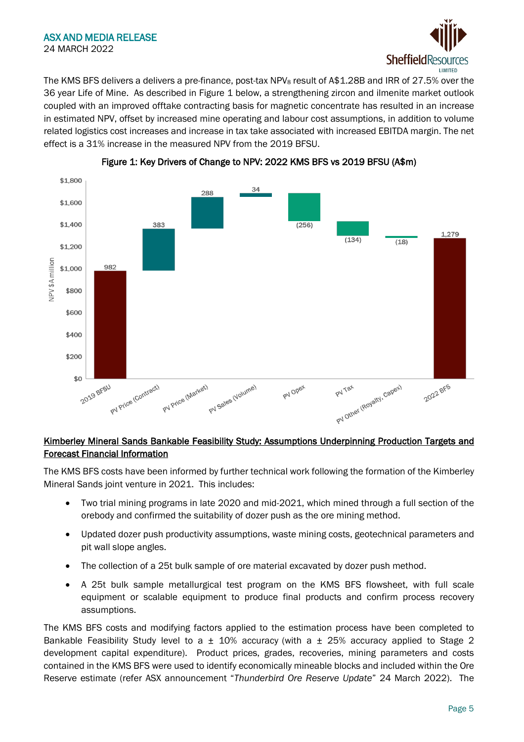The KMS BFS delivers a delivers a pre-finance, post-tax $NPV_8$ result of A$1.28B and IRR of 27.5% over the 36 year Life of Mine. As described in Figure 1 below, a strengthening zircon and ilmenite market outlook coupled with an improved offtake contracting basis for magnetic concentrate has resulted in an increase in estimated NPV, offset by increased mine operating and labour cost assumptions, in addition to volume related logistics cost increases and increase in tax take associated with increased EBITDA margin. The net effect is a 31% increase in the measured NPV from the 2019 BFSU.

**Figure 1: Key Drivers of Change to NPV: 2022 KMS BFS vs 2019 BFSU (A$m)**

| Item | NPV $A million |
|---|---|
| 2019 BFSU | 982 |
| PV Price (Contract) | 383 |
| PV Price (Market) | 288 |
| PV Sales (Volume) | 34 |
| PV Opex | (256) |
| PV Tax | (134) |
| PV Other (Royalty, Capex) | (18) |
| 2022 BFS | 1,279 |

## Kimberley Mineral Sands Bankable Feasibility Study: Assumptions Underpinning Production Targets and Forecast Financial Information

The KMS BFS costs have been informed by further technical work following the formation of the Kimberley Mineral Sands joint venture in 2021. This includes:

- Two trial mining programs in late 2020 and mid-2021, which mined through a full section of the orebody and confirmed the suitability of dozer push as the ore mining method.
- Updated dozer push productivity assumptions, waste mining costs, geotechnical parameters and pit wall slope angles.
- The collection of a 25t bulk sample of ore material excavated by dozer push method.
- A 25t bulk sample metallurgical test program on the KMS BFS flowsheet, with full scale equipment or scalable equipment to produce final products and confirm process recovery assumptions.

The KMS BFS costs and modifying factors applied to the estimation process have been completed to Bankable Feasibility Study level to a ± 10% accuracy (with a ± 25% accuracy applied to Stage 2 development capital expenditure). Product prices, grades, recoveries, mining parameters and costs contained in the KMS BFS were used to identify economically mineable blocks and included within the Ore Reserve estimate (refer ASX announcement "*Thunderbird Ore Reserve Update*" 24 March 2022). The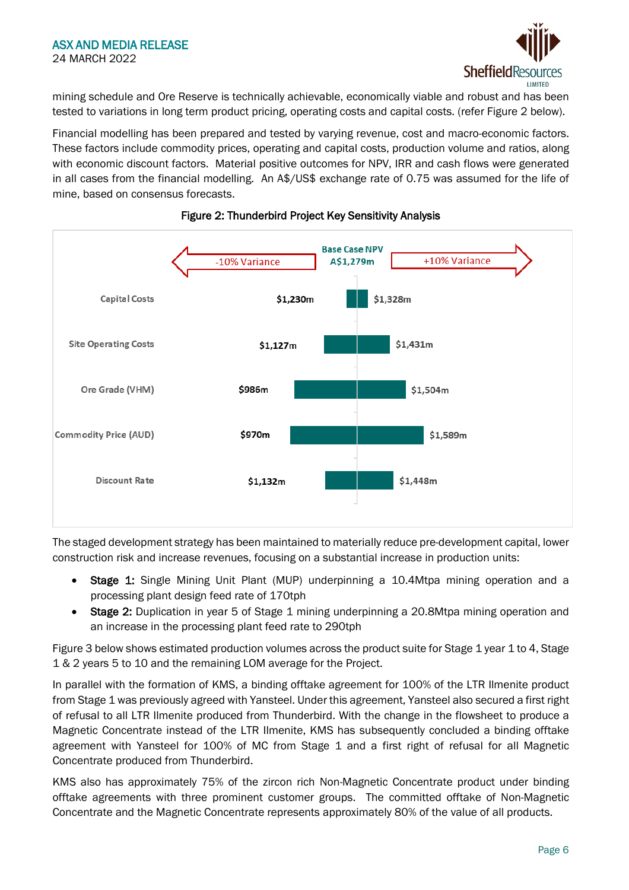mining schedule and Ore Reserve is technically achievable, economically viable and robust and has been tested to variations in long term product pricing, operating costs and capital costs. (refer Figure 2 below).

Financial modelling has been prepared and tested by varying revenue, cost and macro-economic factors. These factors include commodity prices, operating and capital costs, production volume and ratios, along with economic discount factors. Material positive outcomes for NPV, IRR and cash flows were generated in all cases from the financial modelling. An A$/US$ exchange rate of 0.75 was assumed for the life of mine, based on consensus forecasts.

**Figure 2: Thunderbird Project Key Sensitivity Analysis**

Base Case NPV A$1,279m

| | -10% Variance | +10% Variance |
|---|---|---|
| Capital Costs | $1,230m | $1,328m |
| Site Operating Costs | $1,127m | $1,431m |
| Ore Grade (VHM) | $986m | $1,504m |
| Commodity Price (AUD) | $970m | $1,589m |
| Discount Rate | $1,132m | $1,448m |

The staged development strategy has been maintained to materially reduce pre-development capital, lower construction risk and increase revenues, focusing on a substantial increase in production units:

- **Stage 1:** Single Mining Unit Plant (MUP) underpinning a 10.4Mtpa mining operation and a processing plant design feed rate of 170tph
- **Stage 2:** Duplication in year 5 of Stage 1 mining underpinning a 20.8Mtpa mining operation and an increase in the processing plant feed rate to 290tph

Figure 3 below shows estimated production volumes across the product suite for Stage 1 year 1 to 4, Stage 1 & 2 years 5 to 10 and the remaining LOM average for the Project.

In parallel with the formation of KMS, a binding offtake agreement for 100% of the LTR Ilmenite product from Stage 1 was previously agreed with Yansteel. Under this agreement, Yansteel also secured a first right of refusal to all LTR Ilmenite produced from Thunderbird. With the change in the flowsheet to produce a Magnetic Concentrate instead of the LTR Ilmenite, KMS has subsequently concluded a binding offtake agreement with Yansteel for 100% of MC from Stage 1 and a first right of refusal for all Magnetic Concentrate produced from Thunderbird.

KMS also has approximately 75% of the zircon rich Non-Magnetic Concentrate product under binding offtake agreements with three prominent customer groups. The committed offtake of Non-Magnetic Concentrate and the Magnetic Concentrate represents approximately 80% of the value of all products.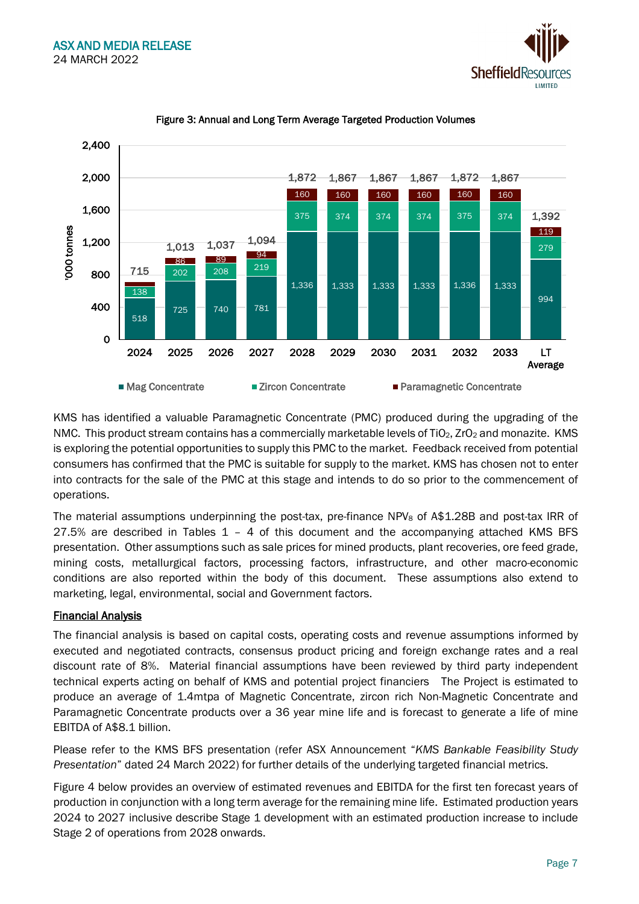Figure 3: Annual and Long Term Average Targeted Production Volumes

| '000 tonnes | 2024 | 2025 | 2026 | 2027 | 2028 | 2029 | 2030 | 2031 | 2032 | 2033 | LT Average |
|---|---|---|---|---|---|---|---|---|---|---|---|
| Mag Concentrate | 518 | 725 | 740 | 781 | 1,336 | 1,333 | 1,333 | 1,333 | 1,336 | 1,333 | 994 |
| Zircon Concentrate | 138 | 202 | 208 | 219 | 375 | 374 | 374 | 374 | 375 | 374 | 279 |
| Paramagnetic Concentrate | | 86 | 89 | 94 | 160 | 160 | 160 | 160 | 160 | 160 | 119 |
| Total | 715 | 1,013 | 1,037 | 1,094 | 1,872 | 1,867 | 1,867 | 1,867 | 1,872 | 1,867 | 1,392 |

KMS has identified a valuable Paramagnetic Concentrate (PMC) produced during the upgrading of the NMC. This product stream contains has a commercially marketable levels of $TiO_2$, $ZrO_2$ and monazite. KMS is exploring the potential opportunities to supply this PMC to the market. Feedback received from potential consumers has confirmed that the PMC is suitable for supply to the market. KMS has chosen not to enter into contracts for the sale of the PMC at this stage and intends to do so prior to the commencement of operations.

The material assumptions underpinning the post-tax, pre-finance $NPV_8$ of A$1.28B and post-tax IRR of 27.5% are described in Tables 1 – 4 of this document and the accompanying attached KMS BFS presentation. Other assumptions such as sale prices for mined products, plant recoveries, ore feed grade, mining costs, metallurgical factors, processing factors, infrastructure, and other macro-economic conditions are also reported within the body of this document. These assumptions also extend to marketing, legal, environmental, social and Government factors.

## Financial Analysis

The financial analysis is based on capital costs, operating costs and revenue assumptions informed by executed and negotiated contracts, consensus product pricing and foreign exchange rates and a real discount rate of 8%. Material financial assumptions have been reviewed by third party independent technical experts acting on behalf of KMS and potential project financiers The Project is estimated to produce an average of 1.4mtpa of Magnetic Concentrate, zircon rich Non-Magnetic Concentrate and Paramagnetic Concentrate products over a 36 year mine life and is forecast to generate a life of mine EBITDA of A$8.1 billion.

Please refer to the KMS BFS presentation (refer ASX Announcement "*KMS Bankable Feasibility Study Presentation*" dated 24 March 2022) for further details of the underlying targeted financial metrics.

Figure 4 below provides an overview of estimated revenues and EBITDA for the first ten forecast years of production in conjunction with a long term average for the remaining mine life. Estimated production years 2024 to 2027 inclusive describe Stage 1 development with an estimated production increase to include Stage 2 of operations from 2028 onwards.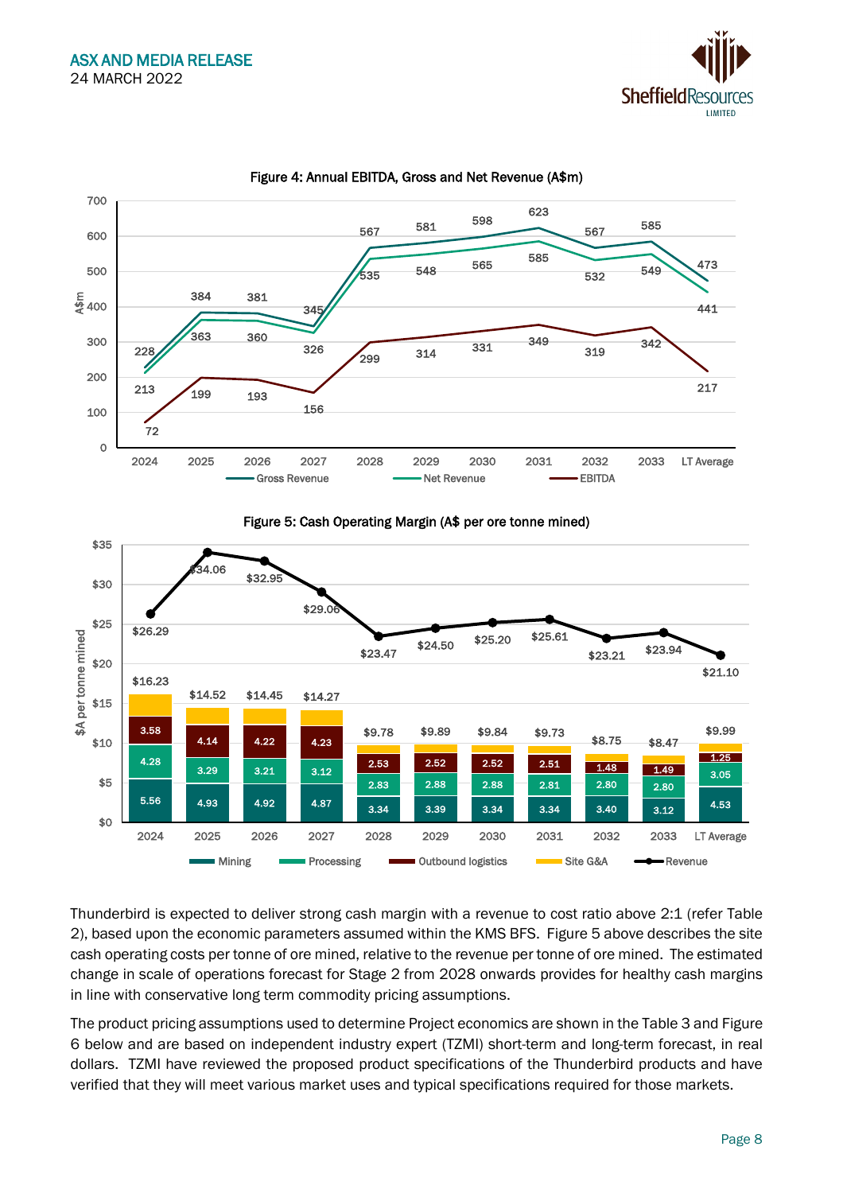Figure 4: Annual EBITDA, Gross and Net Revenue (A$m)

| A$m | 2024 | 2025 | 2026 | 2027 | 2028 | 2029 | 2030 | 2031 | 2032 | 2033 | LT Average |
|---|---|---|---|---|---|---|---|---|---|---|---|
| Gross Revenue | 228 | 384 | 381 | 345 | 567 | 581 | 598 | 623 | 567 | 585 | 473 |
| Net Revenue | 213 | 363 | 360 | 326 | 535 | 548 | 565 | 585 | 532 | 549 | 441 |
| EBITDA | 72 | 199 | 193 | 156 | 299 | 314 | 331 | 349 | 319 | 342 | 217 |

Figure 5: Cash Operating Margin (A$ per ore tonne mined)

| $A per tonne mined | 2024 | 2025 | 2026 | 2027 | 2028 | 2029 | 2030 | 2031 | 2032 | 2033 | LT Average |
|---|---|---|---|---|---|---|---|---|---|---|---|
| Mining | 5.56 | 4.93 | 4.92 | 4.87 | 3.34 | 3.39 | 3.34 | 3.34 | 3.40 | 3.12 | 4.53 |
| Processing | 4.28 | 3.29 | 3.21 | 3.12 | 2.83 | 2.88 | 2.88 | 2.81 | 2.80 | 2.80 | 3.05 |
| Outbound logistics | 3.58 | 4.14 | 4.22 | 4.23 | 2.53 | 2.52 | 2.52 | 2.51 | 1.48 | 1.49 | 1.25 |
| Total cost | $16.23 | $14.52 | $14.45 | $14.27 | $9.78 | $9.89 | $9.84 | $9.73 | $8.75 | $8.47 | $9.99 |
| Revenue | $26.29 | $34.06 | $32.95 | $29.06 | $23.47 | $24.50 | $25.20 | $25.61 | $23.21 | $23.94 | $21.10 |

Thunderbird is expected to deliver strong cash margin with a revenue to cost ratio above 2:1 (refer Table 2), based upon the economic parameters assumed within the KMS BFS. Figure 5 above describes the site cash operating costs per tonne of ore mined, relative to the revenue per tonne of ore mined. The estimated change in scale of operations forecast for Stage 2 from 2028 onwards provides for healthy cash margins in line with conservative long term commodity pricing assumptions.

The product pricing assumptions used to determine Project economics are shown in the Table 3 and Figure 6 below and are based on independent industry expert (TZMI) short-term and long-term forecast, in real dollars. TZMI have reviewed the proposed product specifications of the Thunderbird products and have verified that they will meet various market uses and typical specifications required for those markets.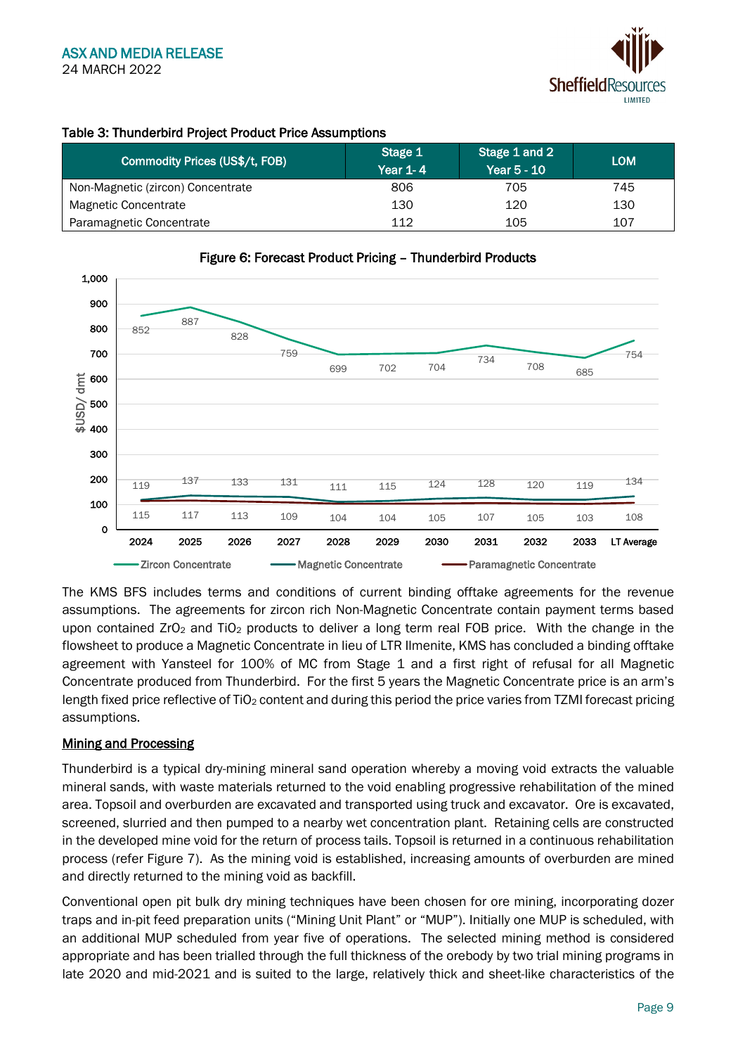**Table 3: Thunderbird Project Product Price Assumptions**

| Commodity Prices (US$/t, FOB) | Stage 1 Year 1- 4 | Stage 1 and 2 Year 5 - 10 | LOM |
|---|---|---|---|
| Non-Magnetic (zircon) Concentrate | 806 | 705 | 745 |
| Magnetic Concentrate | 130 | 120 | 130 |
| Paramagnetic Concentrate | 112 | 105 | 107 |

**Figure 6: Forecast Product Pricing – Thunderbird Products**

| $USD/ dmt | 2024 | 2025 | 2026 | 2027 | 2028 | 2029 | 2030 | 2031 | 2032 | 2033 | LT Average |
|---|---|---|---|---|---|---|---|---|---|---|---|
| Zircon Concentrate | 852 | 887 | 828 | 759 | 699 | 702 | 704 | 734 | 708 | 685 | 754 |
| Magnetic Concentrate | 119 | 137 | 133 | 131 | 111 | 115 | 124 | 128 | 120 | 119 | 134 |
| Paramagnetic Concentrate | 115 | 117 | 113 | 109 | 104 | 104 | 105 | 107 | 105 | 103 | 108 |

The KMS BFS includes terms and conditions of current binding offtake agreements for the revenue assumptions. The agreements for zircon rich Non-Magnetic Concentrate contain payment terms based upon contained $ZrO_2$ and $TiO_2$ products to deliver a long term real FOB price. With the change in the flowsheet to produce a Magnetic Concentrate in lieu of LTR Ilmenite, KMS has concluded a binding offtake agreement with Yansteel for 100% of MC from Stage 1 and a first right of refusal for all Magnetic Concentrate produced from Thunderbird. For the first 5 years the Magnetic Concentrate price is an arm's length fixed price reflective of $TiO_2$ content and during this period the price varies from TZMI forecast pricing assumptions.

## Mining and Processing

Thunderbird is a typical dry-mining mineral sand operation whereby a moving void extracts the valuable mineral sands, with waste materials returned to the void enabling progressive rehabilitation of the mined area. Topsoil and overburden are excavated and transported using truck and excavator. Ore is excavated, screened, slurried and then pumped to a nearby wet concentration plant. Retaining cells are constructed in the developed mine void for the return of process tails. Topsoil is returned in a continuous rehabilitation process (refer Figure 7). As the mining void is established, increasing amounts of overburden are mined and directly returned to the mining void as backfill.

Conventional open pit bulk dry mining techniques have been chosen for ore mining, incorporating dozer traps and in-pit feed preparation units ("Mining Unit Plant" or "MUP"). Initially one MUP is scheduled, with an additional MUP scheduled from year five of operations. The selected mining method is considered appropriate and has been trialled through the full thickness of the orebody by two trial mining programs in late 2020 and mid-2021 and is suited to the large, relatively thick and sheet-like characteristics of the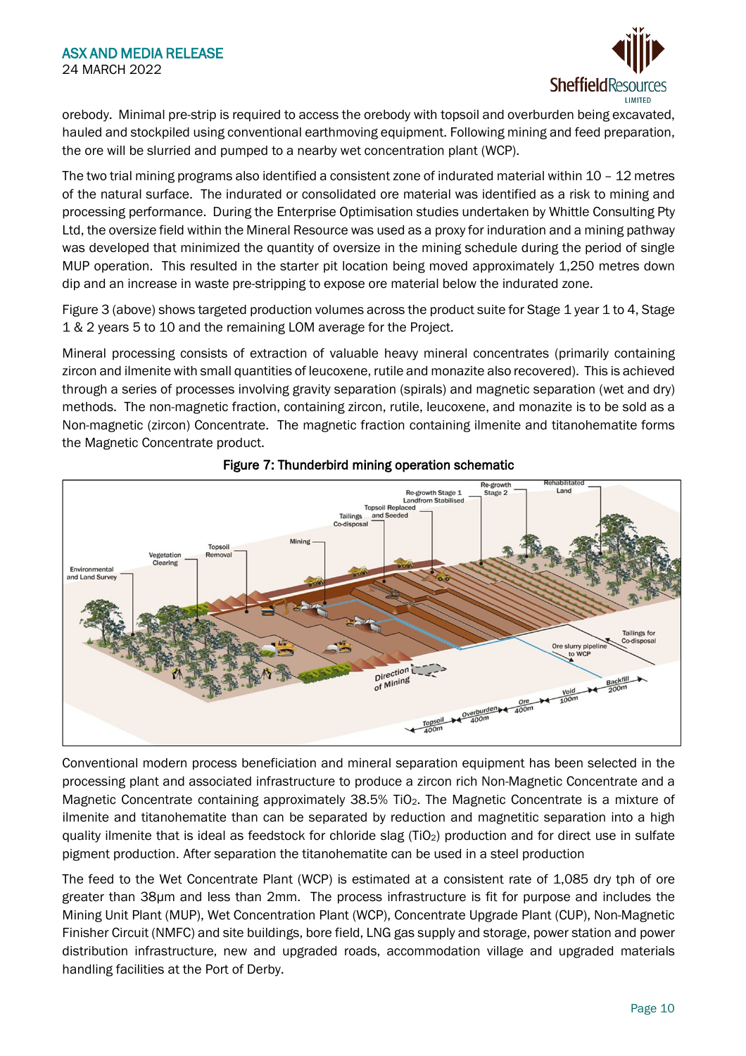orebody. Minimal pre-strip is required to access the orebody with topsoil and overburden being excavated, hauled and stockpiled using conventional earthmoving equipment. Following mining and feed preparation, the ore will be slurried and pumped to a nearby wet concentration plant (WCP).

The two trial mining programs also identified a consistent zone of indurated material within 10 – 12 metres of the natural surface. The indurated or consolidated ore material was identified as a risk to mining and processing performance. During the Enterprise Optimisation studies undertaken by Whittle Consulting Pty Ltd, the oversize field within the Mineral Resource was used as a proxy for induration and a mining pathway was developed that minimized the quantity of oversize in the mining schedule during the period of single MUP operation. This resulted in the starter pit location being moved approximately 1,250 metres down dip and an increase in waste pre-stripping to expose ore material below the indurated zone.

Figure 3 (above) shows targeted production volumes across the product suite for Stage 1 year 1 to 4, Stage 1 & 2 years 5 to 10 and the remaining LOM average for the Project.

Mineral processing consists of extraction of valuable heavy mineral concentrates (primarily containing zircon and ilmenite with small quantities of leucoxene, rutile and monazite also recovered). This is achieved through a series of processes involving gravity separation (spirals) and magnetic separation (wet and dry) methods. The non-magnetic fraction, containing zircon, rutile, leucoxene, and monazite is to be sold as a Non-magnetic (zircon) Concentrate. The magnetic fraction containing ilmenite and titanohematite forms the Magnetic Concentrate product.

**Figure 7: Thunderbird mining operation schematic**

Conventional modern process beneficiation and mineral separation equipment has been selected in the processing plant and associated infrastructure to produce a zircon rich Non-Magnetic Concentrate and a Magnetic Concentrate containing approximately 38.5% $TiO_2$. The Magnetic Concentrate is a mixture of ilmenite and titanohematite than can be separated by reduction and magnetitic separation into a high quality ilmenite that is ideal as feedstock for chloride slag ($TiO_2$) production and for direct use in sulfate pigment production. After separation the titanohematite can be used in a steel production

The feed to the Wet Concentrate Plant (WCP) is estimated at a consistent rate of 1,085 dry tph of ore greater than 38µm and less than 2mm. The process infrastructure is fit for purpose and includes the Mining Unit Plant (MUP), Wet Concentration Plant (WCP), Concentrate Upgrade Plant (CUP), Non-Magnetic Finisher Circuit (NMFC) and site buildings, bore field, LNG gas supply and storage, power station and power distribution infrastructure, new and upgraded roads, accommodation village and upgraded materials handling facilities at the Port of Derby.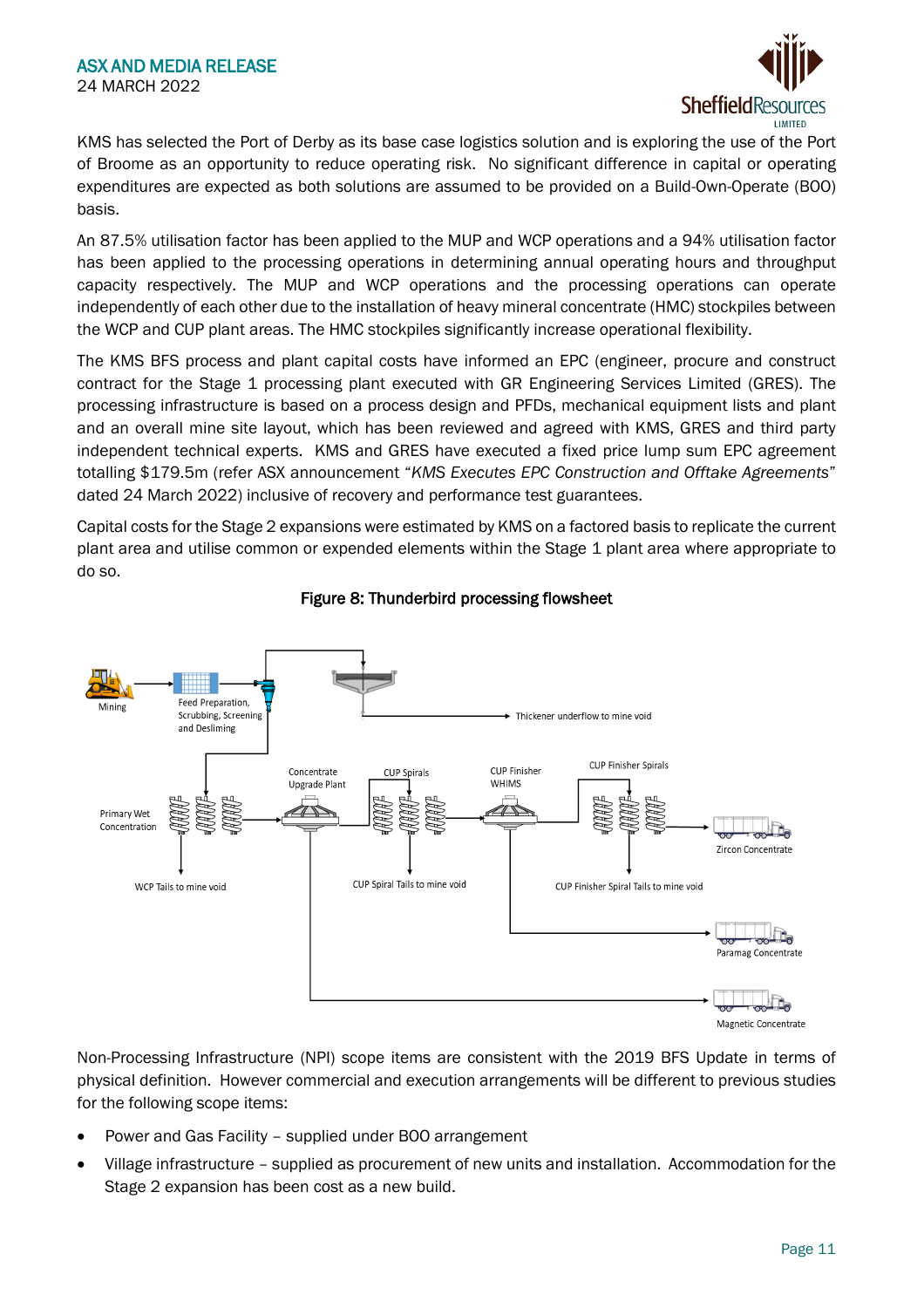KMS has selected the Port of Derby as its base case logistics solution and is exploring the use of the Port of Broome as an opportunity to reduce operating risk. No significant difference in capital or operating expenditures are expected as both solutions are assumed to be provided on a Build-Own-Operate (BOO) basis.

An 87.5% utilisation factor has been applied to the MUP and WCP operations and a 94% utilisation factor has been applied to the processing operations in determining annual operating hours and throughput capacity respectively. The MUP and WCP operations and the processing operations can operate independently of each other due to the installation of heavy mineral concentrate (HMC) stockpiles between the WCP and CUP plant areas. The HMC stockpiles significantly increase operational flexibility.

The KMS BFS process and plant capital costs have informed an EPC (engineer, procure and construct contract for the Stage 1 processing plant executed with GR Engineering Services Limited (GRES). The processing infrastructure is based on a process design and PFDs, mechanical equipment lists and plant and an overall mine site layout, which has been reviewed and agreed with KMS, GRES and third party independent technical experts. KMS and GRES have executed a fixed price lump sum EPC agreement totalling $179.5m (refer ASX announcement "*KMS Executes EPC Construction and Offtake Agreements*" dated 24 March 2022) inclusive of recovery and performance test guarantees.

Capital costs for the Stage 2 expansions were estimated by KMS on a factored basis to replicate the current plant area and utilise common or expended elements within the Stage 1 plant area where appropriate to do so.

**Figure 8: Thunderbird processing flowsheet**

Mining → Feed Preparation, Scrubbing, Screening and Desliming → Thickener underflow to mine void

Primary Wet Concentration → WCP Tails to mine void

Concentrate Upgrade Plant → CUP Spirals → CUP Spiral Tails to mine void

CUP Finisher WHIMS → CUP Finisher Spirals → CUP Finisher Spiral Tails to mine void

Zircon Concentrate

Paramag Concentrate

Magnetic Concentrate

Non-Processing Infrastructure (NPI) scope items are consistent with the 2019 BFS Update in terms of physical definition. However commercial and execution arrangements will be different to previous studies for the following scope items:

- Power and Gas Facility – supplied under BOO arrangement
- Village infrastructure – supplied as procurement of new units and installation. Accommodation for the Stage 2 expansion has been cost as a new build.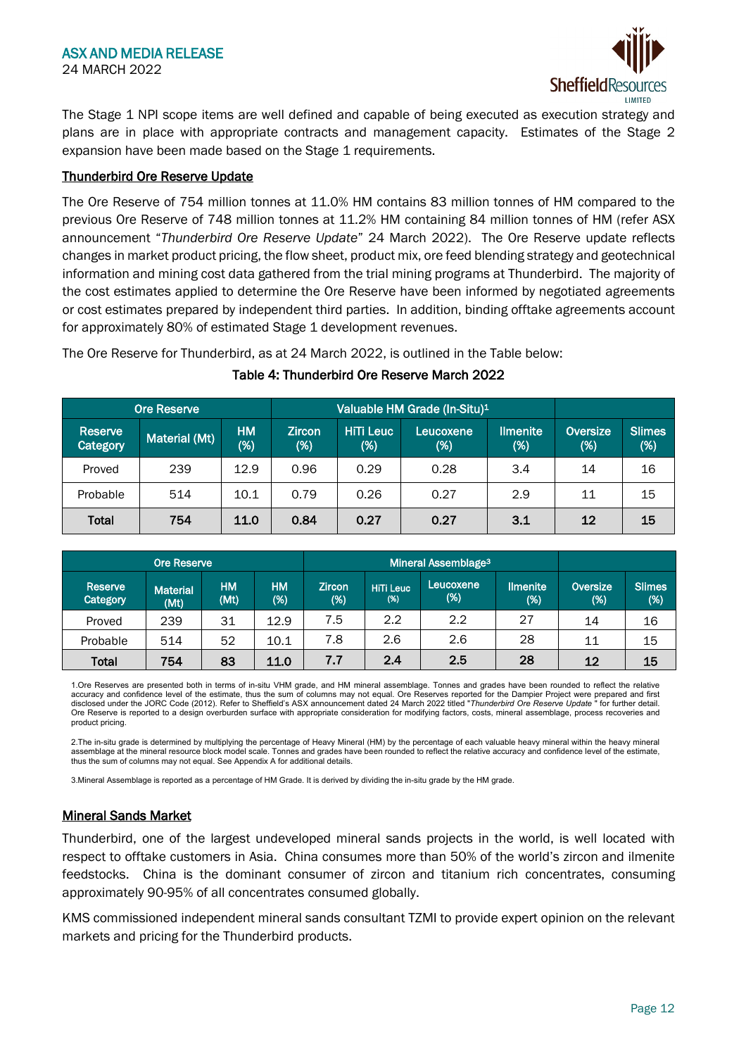The Stage 1 NPI scope items are well defined and capable of being executed as execution strategy and plans are in place with appropriate contracts and management capacity. Estimates of the Stage 2 expansion have been made based on the Stage 1 requirements.

## Thunderbird Ore Reserve Update

The Ore Reserve of 754 million tonnes at 11.0% HM contains 83 million tonnes of HM compared to the previous Ore Reserve of 748 million tonnes at 11.2% HM containing 84 million tonnes of HM (refer ASX announcement "*Thunderbird Ore Reserve Update*" 24 March 2022). The Ore Reserve update reflects changes in market product pricing, the flow sheet, product mix, ore feed blending strategy and geotechnical information and mining cost data gathered from the trial mining programs at Thunderbird. The majority of the cost estimates applied to determine the Ore Reserve have been informed by negotiated agreements or cost estimates prepared by independent third parties. In addition, binding offtake agreements account for approximately 80% of estimated Stage 1 development revenues.

The Ore Reserve for Thunderbird, as at 24 March 2022, is outlined in the Table below:

**Table 4: Thunderbird Ore Reserve March 2022**

| Ore Reserve | | | Valuable HM Grade (In-Situ)[1] | | | | | |
|---|---|---|---|---|---|---|---|---|
| Reserve Category | Material (Mt) | HM (%) | Zircon (%) | HiTi Leuc (%) | Leucoxene (%) | Ilmenite (%) | Oversize (%) | Slimes (%) |
| Proved | 239 | 12.9 | 0.96 | 0.29 | 0.28 | 3.4 | 14 | 16 |
| Probable | 514 | 10.1 | 0.79 | 0.26 | 0.27 | 2.9 | 11 | 15 |
| **Total** | **754** | **11.0** | **0.84** | **0.27** | **0.27** | **3.1** | **12** | **15** |

| Ore Reserve | | | | Mineral Assemblage[3] | | | | | |
|---|---|---|---|---|---|---|---|---|---|
| Reserve Category | Material (Mt) | HM (Mt) | HM (%) | Zircon (%) | HiTi Leuc (%) | Leucoxene (%) | Ilmenite (%) | Oversize (%) | Slimes (%) |
| Proved | 239 | 31 | 12.9 | 7.5 | 2.2 | 2.2 | 27 | 14 | 16 |
| Probable | 514 | 52 | 10.1 | 7.8 | 2.6 | 2.6 | 28 | 11 | 15 |
| **Total** | **754** | **83** | **11.0** | **7.7** | **2.4** | **2.5** | **28** | **12** | **15** |

1.Ore Reserves are presented both in terms of in-situ VHM grade, and HM mineral assemblage. Tonnes and grades have been rounded to reflect the relative accuracy and confidence level of the estimate, thus the sum of columns may not equal. Ore Reserves reported for the Dampier Project were prepared and first disclosed under the JORC Code (2012). Refer to Sheffield's ASX announcement dated 24 March 2022 titled "*Thunderbird Ore Reserve Update* " for further detail. Ore Reserve is reported to a design overburden surface with appropriate consideration for modifying factors, costs, mineral assemblage, process recoveries and product pricing.

2.The in-situ grade is determined by multiplying the percentage of Heavy Mineral (HM) by the percentage of each valuable heavy mineral within the heavy mineral assemblage at the mineral resource block model scale. Tonnes and grades have been rounded to reflect the relative accuracy and confidence level of the estimate, thus the sum of columns may not equal. See Appendix A for additional details.

3.Mineral Assemblage is reported as a percentage of HM Grade. It is derived by dividing the in-situ grade by the HM grade.

## Mineral Sands Market

Thunderbird, one of the largest undeveloped mineral sands projects in the world, is well located with respect to offtake customers in Asia. China consumes more than 50% of the world's zircon and ilmenite feedstocks. China is the dominant consumer of zircon and titanium rich concentrates, consuming approximately 90-95% of all concentrates consumed globally.

KMS commissioned independent mineral sands consultant TZMI to provide expert opinion on the relevant markets and pricing for the Thunderbird products.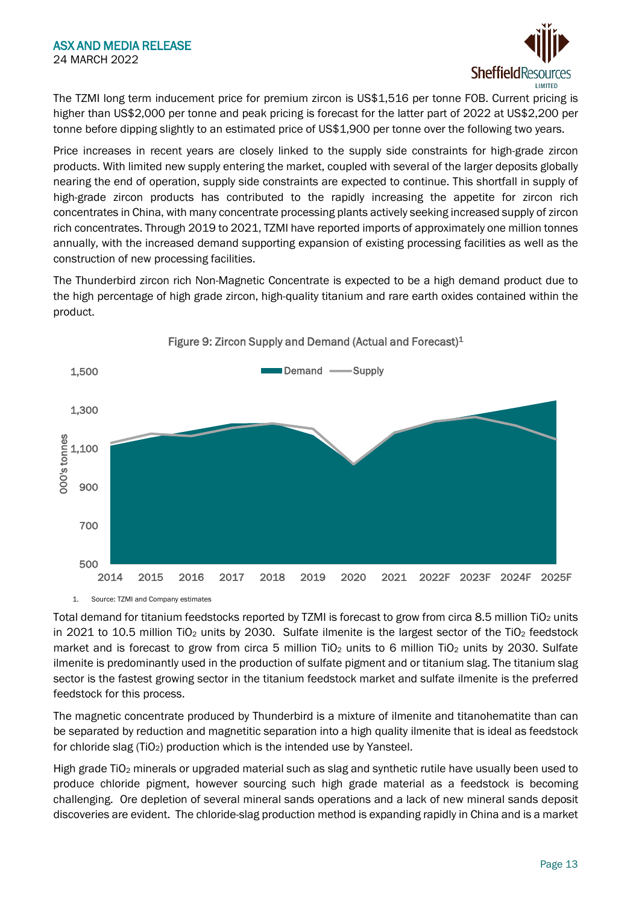The TZMI long term inducement price for premium zircon is US$1,516 per tonne FOB. Current pricing is higher than US$2,000 per tonne and peak pricing is forecast for the latter part of 2022 at US$2,200 per tonne before dipping slightly to an estimated price of US$1,900 per tonne over the following two years.

Price increases in recent years are closely linked to the supply side constraints for high-grade zircon products. With limited new supply entering the market, coupled with several of the larger deposits globally nearing the end of operation, supply side constraints are expected to continue. This shortfall in supply of high-grade zircon products has contributed to the rapidly increasing the appetite for zircon rich concentrates in China, with many concentrate processing plants actively seeking increased supply of zircon rich concentrates. Through 2019 to 2021, TZMI have reported imports of approximately one million tonnes annually, with the increased demand supporting expansion of existing processing facilities as well as the construction of new processing facilities.

The Thunderbird zircon rich Non-Magnetic Concentrate is expected to be a high demand product due to the high percentage of high grade zircon, high-quality titanium and rare earth oxides contained within the product.

Figure 9: Zircon Supply and Demand (Actual and Forecast)[1]

1. Source: TZMI and Company estimates

Total demand for titanium feedstocks reported by TZMI is forecast to grow from circa 8.5 million $TiO_2$ units in 2021 to 10.5 million $TiO_2$ units by 2030. Sulfate ilmenite is the largest sector of the $TiO_2$ feedstock market and is forecast to grow from circa 5 million $TiO_2$ units to 6 million $TiO_2$ units by 2030. Sulfate ilmenite is predominantly used in the production of sulfate pigment and or titanium slag. The titanium slag sector is the fastest growing sector in the titanium feedstock market and sulfate ilmenite is the preferred feedstock for this process.

The magnetic concentrate produced by Thunderbird is a mixture of ilmenite and titanohematite than can be separated by reduction and magnetitic separation into a high quality ilmenite that is ideal as feedstock for chloride slag ($TiO_2$) production which is the intended use by Yansteel.

High grade $TiO_2$ minerals or upgraded material such as slag and synthetic rutile have usually been used to produce chloride pigment, however sourcing such high grade material as a feedstock is becoming challenging. Ore depletion of several mineral sands operations and a lack of new mineral sands deposit discoveries are evident. The chloride-slag production method is expanding rapidly in China and is a market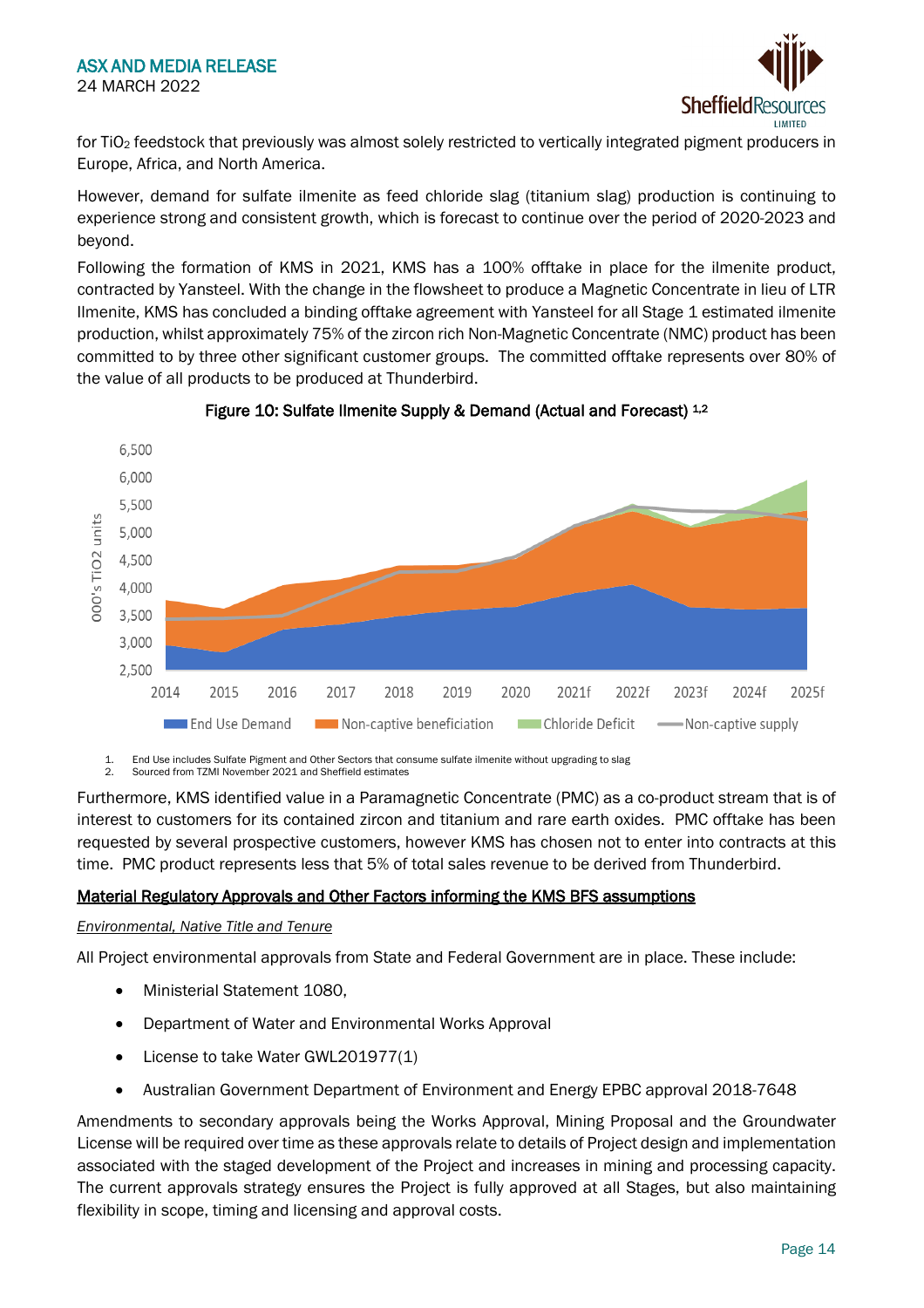for $TiO_2$ feedstock that previously was almost solely restricted to vertically integrated pigment producers in Europe, Africa, and North America.

However, demand for sulfate ilmenite as feed chloride slag (titanium slag) production is continuing to experience strong and consistent growth, which is forecast to continue over the period of 2020-2023 and beyond.

Following the formation of KMS in 2021, KMS has a 100% offtake in place for the ilmenite product, contracted by Yansteel. With the change in the flowsheet to produce a Magnetic Concentrate in lieu of LTR Ilmenite, KMS has concluded a binding offtake agreement with Yansteel for all Stage 1 estimated ilmenite production, whilst approximately 75% of the zircon rich Non-Magnetic Concentrate (NMC) product has been committed to by three other significant customer groups. The committed offtake represents over 80% of the value of all products to be produced at Thunderbird.

**Figure 10: Sulfate Ilmenite Supply & Demand (Actual and Forecast) [1,2]**

1. End Use includes Sulfate Pigment and Other Sectors that consume sulfate ilmenite without upgrading to slag
2. Sourced from TZMI November 2021 and Sheffield estimates

Furthermore, KMS identified value in a Paramagnetic Concentrate (PMC) as a co-product stream that is of interest to customers for its contained zircon and titanium and rare earth oxides. PMC offtake has been requested by several prospective customers, however KMS has chosen not to enter into contracts at this time. PMC product represents less that 5% of total sales revenue to be derived from Thunderbird.

## Material Regulatory Approvals and Other Factors informing the KMS BFS assumptions

*Environmental, Native Title and Tenure*

All Project environmental approvals from State and Federal Government are in place. These include:

- Ministerial Statement 1080,
- Department of Water and Environmental Works Approval
- License to take Water GWL201977(1)
- Australian Government Department of Environment and Energy EPBC approval 2018-7648

Amendments to secondary approvals being the Works Approval, Mining Proposal and the Groundwater License will be required over time as these approvals relate to details of Project design and implementation associated with the staged development of the Project and increases in mining and processing capacity. The current approvals strategy ensures the Project is fully approved at all Stages, but also maintaining flexibility in scope, timing and licensing and approval costs.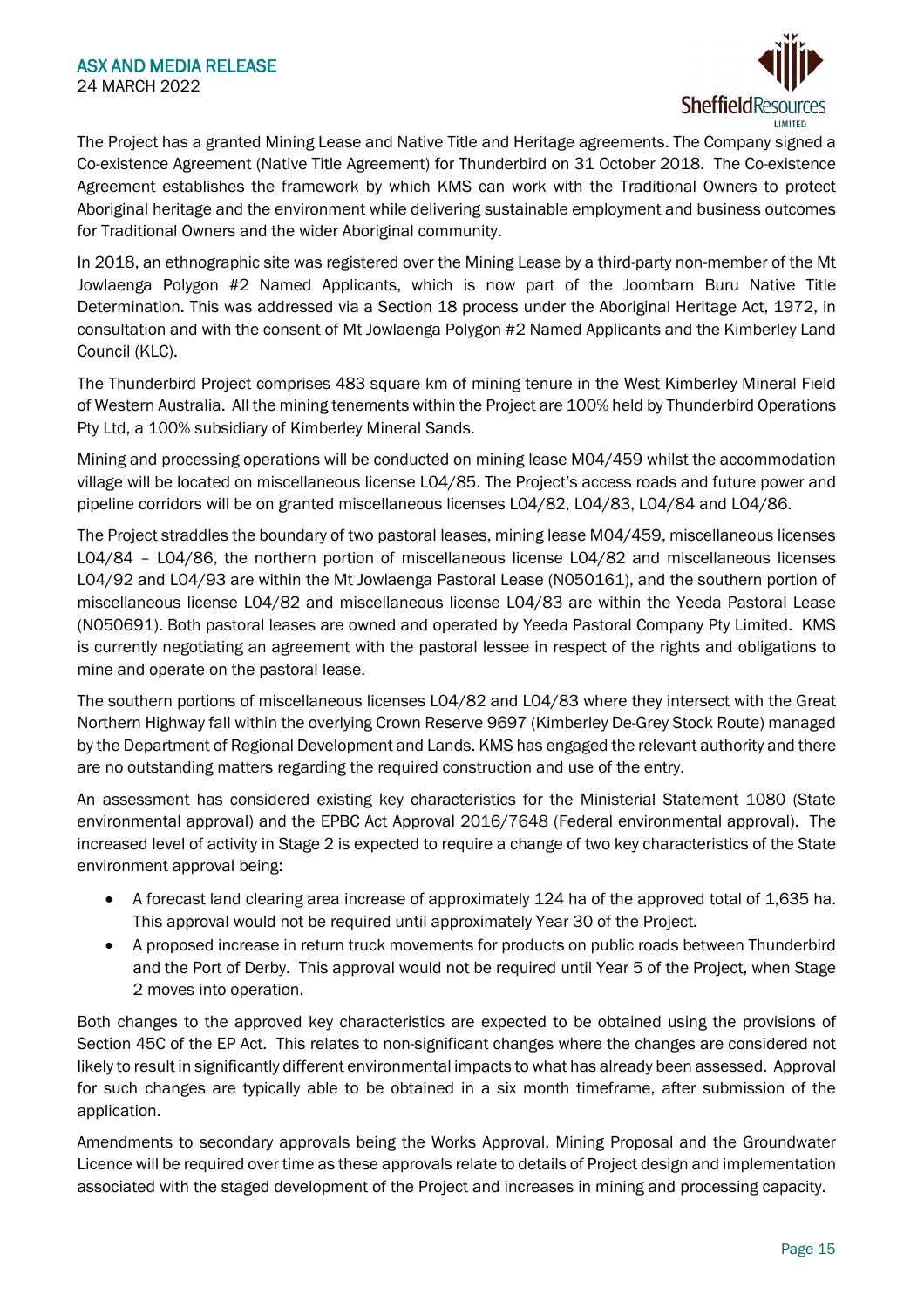The Project has a granted Mining Lease and Native Title and Heritage agreements. The Company signed a Co-existence Agreement (Native Title Agreement) for Thunderbird on 31 October 2018. The Co-existence Agreement establishes the framework by which KMS can work with the Traditional Owners to protect Aboriginal heritage and the environment while delivering sustainable employment and business outcomes for Traditional Owners and the wider Aboriginal community.

In 2018, an ethnographic site was registered over the Mining Lease by a third-party non-member of the Mt Jowlaenga Polygon #2 Named Applicants, which is now part of the Joombarn Buru Native Title Determination. This was addressed via a Section 18 process under the Aboriginal Heritage Act, 1972, in consultation and with the consent of Mt Jowlaenga Polygon #2 Named Applicants and the Kimberley Land Council (KLC).

The Thunderbird Project comprises 483 square km of mining tenure in the West Kimberley Mineral Field of Western Australia. All the mining tenements within the Project are 100% held by Thunderbird Operations Pty Ltd, a 100% subsidiary of Kimberley Mineral Sands.

Mining and processing operations will be conducted on mining lease M04/459 whilst the accommodation village will be located on miscellaneous license L04/85. The Project's access roads and future power and pipeline corridors will be on granted miscellaneous licenses L04/82, L04/83, L04/84 and L04/86.

The Project straddles the boundary of two pastoral leases, mining lease M04/459, miscellaneous licenses L04/84 – L04/86, the northern portion of miscellaneous license L04/82 and miscellaneous licenses L04/92 and L04/93 are within the Mt Jowlaenga Pastoral Lease (N050161), and the southern portion of miscellaneous license L04/82 and miscellaneous license L04/83 are within the Yeeda Pastoral Lease (N050691). Both pastoral leases are owned and operated by Yeeda Pastoral Company Pty Limited. KMS is currently negotiating an agreement with the pastoral lessee in respect of the rights and obligations to mine and operate on the pastoral lease.

The southern portions of miscellaneous licenses L04/82 and L04/83 where they intersect with the Great Northern Highway fall within the overlying Crown Reserve 9697 (Kimberley De-Grey Stock Route) managed by the Department of Regional Development and Lands. KMS has engaged the relevant authority and there are no outstanding matters regarding the required construction and use of the entry.

An assessment has considered existing key characteristics for the Ministerial Statement 1080 (State environmental approval) and the EPBC Act Approval 2016/7648 (Federal environmental approval). The increased level of activity in Stage 2 is expected to require a change of two key characteristics of the State environment approval being:

- A forecast land clearing area increase of approximately 124 ha of the approved total of 1,635 ha. This approval would not be required until approximately Year 30 of the Project.
- A proposed increase in return truck movements for products on public roads between Thunderbird and the Port of Derby. This approval would not be required until Year 5 of the Project, when Stage 2 moves into operation.

Both changes to the approved key characteristics are expected to be obtained using the provisions of Section 45C of the EP Act. This relates to non-significant changes where the changes are considered not likely to result in significantly different environmental impacts to what has already been assessed. Approval for such changes are typically able to be obtained in a six month timeframe, after submission of the application.

Amendments to secondary approvals being the Works Approval, Mining Proposal and the Groundwater Licence will be required over time as these approvals relate to details of Project design and implementation associated with the staged development of the Project and increases in mining and processing capacity.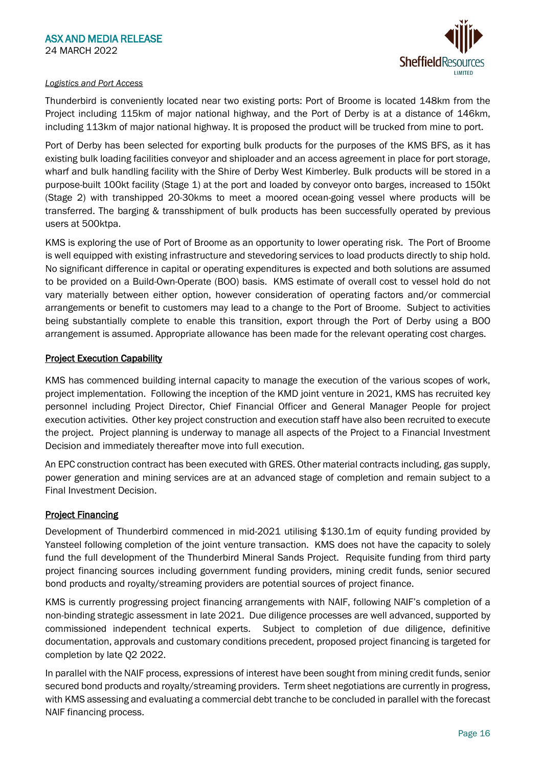*Logistics and Port Access*

Thunderbird is conveniently located near two existing ports: Port of Broome is located 148km from the Project including 115km of major national highway, and the Port of Derby is at a distance of 146km, including 113km of major national highway. It is proposed the product will be trucked from mine to port.

Port of Derby has been selected for exporting bulk products for the purposes of the KMS BFS, as it has existing bulk loading facilities conveyor and shiploader and an access agreement in place for port storage, wharf and bulk handling facility with the Shire of Derby West Kimberley. Bulk products will be stored in a purpose-built 100kt facility (Stage 1) at the port and loaded by conveyor onto barges, increased to 150kt (Stage 2) with transhipped 20-30kms to meet a moored ocean-going vessel where products will be transferred. The barging & transshipment of bulk products has been successfully operated by previous users at 500ktpa.

KMS is exploring the use of Port of Broome as an opportunity to lower operating risk. The Port of Broome is well equipped with existing infrastructure and stevedoring services to load products directly to ship hold. No significant difference in capital or operating expenditures is expected and both solutions are assumed to be provided on a Build-Own-Operate (BOO) basis. KMS estimate of overall cost to vessel hold do not vary materially between either option, however consideration of operating factors and/or commercial arrangements or benefit to customers may lead to a change to the Port of Broome. Subject to activities being substantially complete to enable this transition, export through the Port of Derby using a BOO arrangement is assumed. Appropriate allowance has been made for the relevant operating cost charges.

## Project Execution Capability

KMS has commenced building internal capacity to manage the execution of the various scopes of work, project implementation. Following the inception of the KMD joint venture in 2021, KMS has recruited key personnel including Project Director, Chief Financial Officer and General Manager People for project execution activities. Other key project construction and execution staff have also been recruited to execute the project. Project planning is underway to manage all aspects of the Project to a Financial Investment Decision and immediately thereafter move into full execution.

An EPC construction contract has been executed with GRES. Other material contracts including, gas supply, power generation and mining services are at an advanced stage of completion and remain subject to a Final Investment Decision.

## Project Financing

Development of Thunderbird commenced in mid-2021 utilising $130.1m of equity funding provided by Yansteel following completion of the joint venture transaction. KMS does not have the capacity to solely fund the full development of the Thunderbird Mineral Sands Project. Requisite funding from third party project financing sources including government funding providers, mining credit funds, senior secured bond products and royalty/streaming providers are potential sources of project finance.

KMS is currently progressing project financing arrangements with NAIF, following NAIF's completion of a non-binding strategic assessment in late 2021. Due diligence processes are well advanced, supported by commissioned independent technical experts. Subject to completion of due diligence, definitive documentation, approvals and customary conditions precedent, proposed project financing is targeted for completion by late Q2 2022.

In parallel with the NAIF process, expressions of interest have been sought from mining credit funds, senior secured bond products and royalty/streaming providers. Term sheet negotiations are currently in progress, with KMS assessing and evaluating a commercial debt tranche to be concluded in parallel with the forecast NAIF financing process.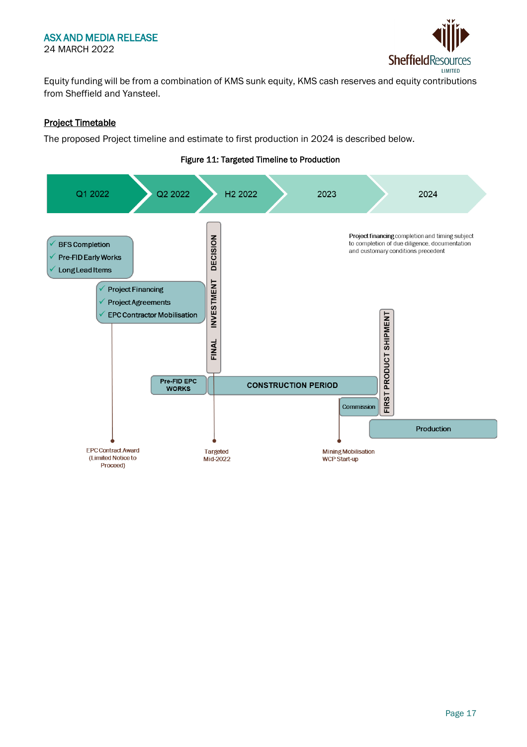Equity funding will be from a combination of KMS sunk equity, KMS cash reserves and equity contributions from Sheffield and Yansteel.

## Project Timetable

The proposed Project timeline and estimate to first production in 2024 is described below.

**Figure 11: Targeted Timeline to Production**

Q1 2022 | Q2 2022 | H2 2022 | 2023 | 2024

- ✓ BFS Completion
- ✓ Pre-FID Early Works
- ✓ Long Lead Items

- ✓ Project Financing
- ✓ Project Agreements
- ✓ EPC Contractor Mobilisation

FINAL INVESTMENT DECISION

**Project financing** completion and timing subject to completion of due diligence, documentation and customary conditions precedent

Pre-FID EPC WORKS

CONSTRUCTION PERIOD

Commission

FIRST PRODUCT SHIPMENT

Production

EPC Contract Award (Limited Notice to Proceed)

Targeted Mid-2022

Mining Mobilisation WCP Start-up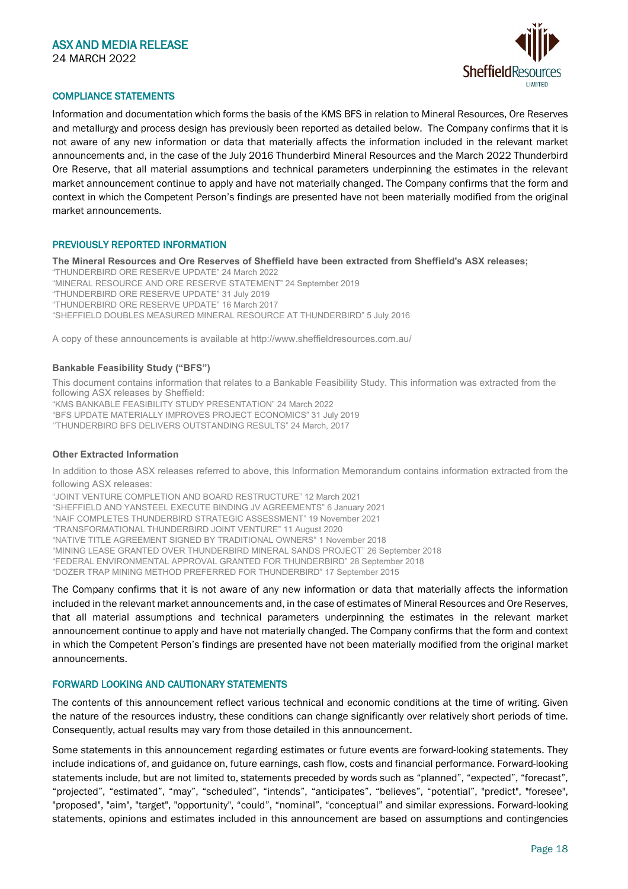## COMPLIANCE STATEMENTS

Information and documentation which forms the basis of the KMS BFS in relation to Mineral Resources, Ore Reserves and metallurgy and process design has previously been reported as detailed below. The Company confirms that it is not aware of any new information or data that materially affects the information included in the relevant market announcements and, in the case of the July 2016 Thunderbird Mineral Resources and the March 2022 Thunderbird Ore Reserve, that all material assumptions and technical parameters underpinning the estimates in the relevant market announcement continue to apply and have not materially changed. The Company confirms that the form and context in which the Competent Person's findings are presented have not been materially modified from the original market announcements.

## PREVIOUSLY REPORTED INFORMATION

**The Mineral Resources and Ore Reserves of Sheffield have been extracted from Sheffield's ASX releases;**

"THUNDERBIRD ORE RESERVE UPDATE" 24 March 2022
"MINERAL RESOURCE AND ORE RESERVE STATEMENT" 24 September 2019
"THUNDERBIRD ORE RESERVE UPDATE" 31 July 2019
"THUNDERBIRD ORE RESERVE UPDATE" 16 March 2017
"SHEFFIELD DOUBLES MEASURED MINERAL RESOURCE AT THUNDERBIRD" 5 July 2016

A copy of these announcements is available at http://www.sheffieldresources.com.au/

**Bankable Feasibility Study ("BFS")**

This document contains information that relates to a Bankable Feasibility Study. This information was extracted from the following ASX releases by Sheffield:

"KMS BANKABLE FEASIBILITY STUDY PRESENTATION" 24 March 2022
"BFS UPDATE MATERIALLY IMPROVES PROJECT ECONOMICS" 31 July 2019
"THUNDERBIRD BFS DELIVERS OUTSTANDING RESULTS" 24 March, 2017

**Other Extracted Information**

In addition to those ASX releases referred to above, this Information Memorandum contains information extracted from the following ASX releases:

"JOINT VENTURE COMPLETION AND BOARD RESTRUCTURE" 12 March 2021
"SHEFFIELD AND YANSTEEL EXECUTE BINDING JV AGREEMENTS" 6 January 2021
"NAIF COMPLETES THUNDERBIRD STRATEGIC ASSESSMENT" 19 November 2021
"TRANSFORMATIONAL THUNDERBIRD JOINT VENTURE" 11 August 2020
"NATIVE TITLE AGREEMENT SIGNED BY TRADITIONAL OWNERS" 1 November 2018
"MINING LEASE GRANTED OVER THUNDERBIRD MINERAL SANDS PROJECT" 26 September 2018
"FEDERAL ENVIRONMENTAL APPROVAL GRANTED FOR THUNDERBIRD" 28 September 2018
"DOZER TRAP MINING METHOD PREFERRED FOR THUNDERBIRD" 17 September 2015

The Company confirms that it is not aware of any new information or data that materially affects the information included in the relevant market announcements and, in the case of estimates of Mineral Resources and Ore Reserves, that all material assumptions and technical parameters underpinning the estimates in the relevant market announcement continue to apply and have not materially changed. The Company confirms that the form and context in which the Competent Person's findings are presented have not been materially modified from the original market announcements.

## FORWARD LOOKING AND CAUTIONARY STATEMENTS

The contents of this announcement reflect various technical and economic conditions at the time of writing. Given the nature of the resources industry, these conditions can change significantly over relatively short periods of time. Consequently, actual results may vary from those detailed in this announcement.

Some statements in this announcement regarding estimates or future events are forward-looking statements. They include indications of, and guidance on, future earnings, cash flow, costs and financial performance. Forward-looking statements include, but are not limited to, statements preceded by words such as "planned", "expected", "forecast", "projected", "estimated", "may", "scheduled", "intends", "anticipates", "believes", "potential", "predict", "foresee", "proposed", "aim", "target", "opportunity", "could", "nominal", "conceptual" and similar expressions. Forward-looking statements, opinions and estimates included in this announcement are based on assumptions and contingencies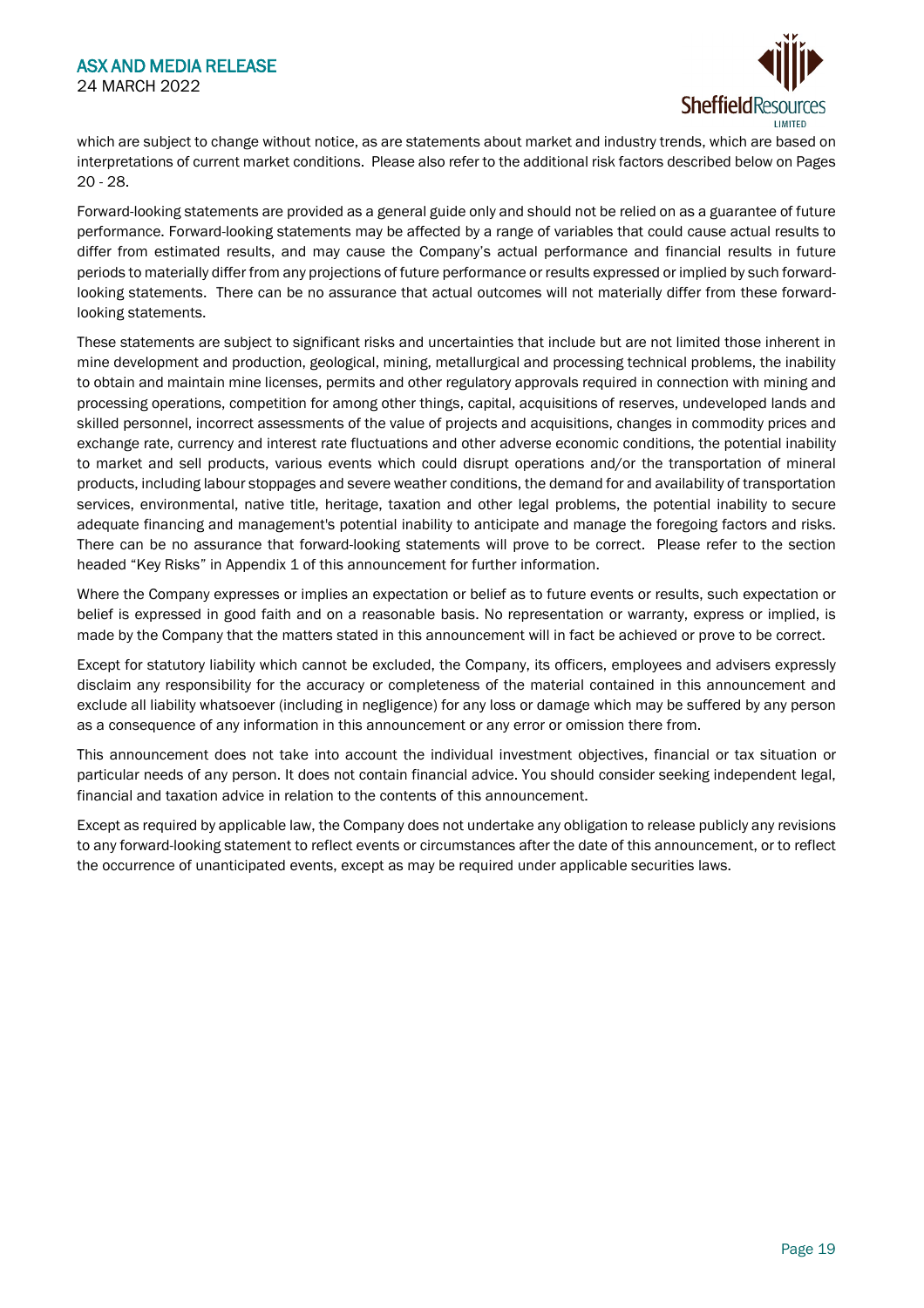which are subject to change without notice, as are statements about market and industry trends, which are based on interpretations of current market conditions. Please also refer to the additional risk factors described below on Pages 20 - 28.

Forward-looking statements are provided as a general guide only and should not be relied on as a guarantee of future performance. Forward-looking statements may be affected by a range of variables that could cause actual results to differ from estimated results, and may cause the Company's actual performance and financial results in future periods to materially differ from any projections of future performance or results expressed or implied by such forward-looking statements. There can be no assurance that actual outcomes will not materially differ from these forward-looking statements.

These statements are subject to significant risks and uncertainties that include but are not limited those inherent in mine development and production, geological, mining, metallurgical and processing technical problems, the inability to obtain and maintain mine licenses, permits and other regulatory approvals required in connection with mining and processing operations, competition for among other things, capital, acquisitions of reserves, undeveloped lands and skilled personnel, incorrect assessments of the value of projects and acquisitions, changes in commodity prices and exchange rate, currency and interest rate fluctuations and other adverse economic conditions, the potential inability to market and sell products, various events which could disrupt operations and/or the transportation of mineral products, including labour stoppages and severe weather conditions, the demand for and availability of transportation services, environmental, native title, heritage, taxation and other legal problems, the potential inability to secure adequate financing and management's potential inability to anticipate and manage the foregoing factors and risks. There can be no assurance that forward-looking statements will prove to be correct. Please refer to the section headed "Key Risks" in Appendix 1 of this announcement for further information.

Where the Company expresses or implies an expectation or belief as to future events or results, such expectation or belief is expressed in good faith and on a reasonable basis. No representation or warranty, express or implied, is made by the Company that the matters stated in this announcement will in fact be achieved or prove to be correct.

Except for statutory liability which cannot be excluded, the Company, its officers, employees and advisers expressly disclaim any responsibility for the accuracy or completeness of the material contained in this announcement and exclude all liability whatsoever (including in negligence) for any loss or damage which may be suffered by any person as a consequence of any information in this announcement or any error or omission there from.

This announcement does not take into account the individual investment objectives, financial or tax situation or particular needs of any person. It does not contain financial advice. You should consider seeking independent legal, financial and taxation advice in relation to the contents of this announcement.

Except as required by applicable law, the Company does not undertake any obligation to release publicly any revisions to any forward-looking statement to reflect events or circumstances after the date of this announcement, or to reflect the occurrence of unanticipated events, except as may be required under applicable securities laws.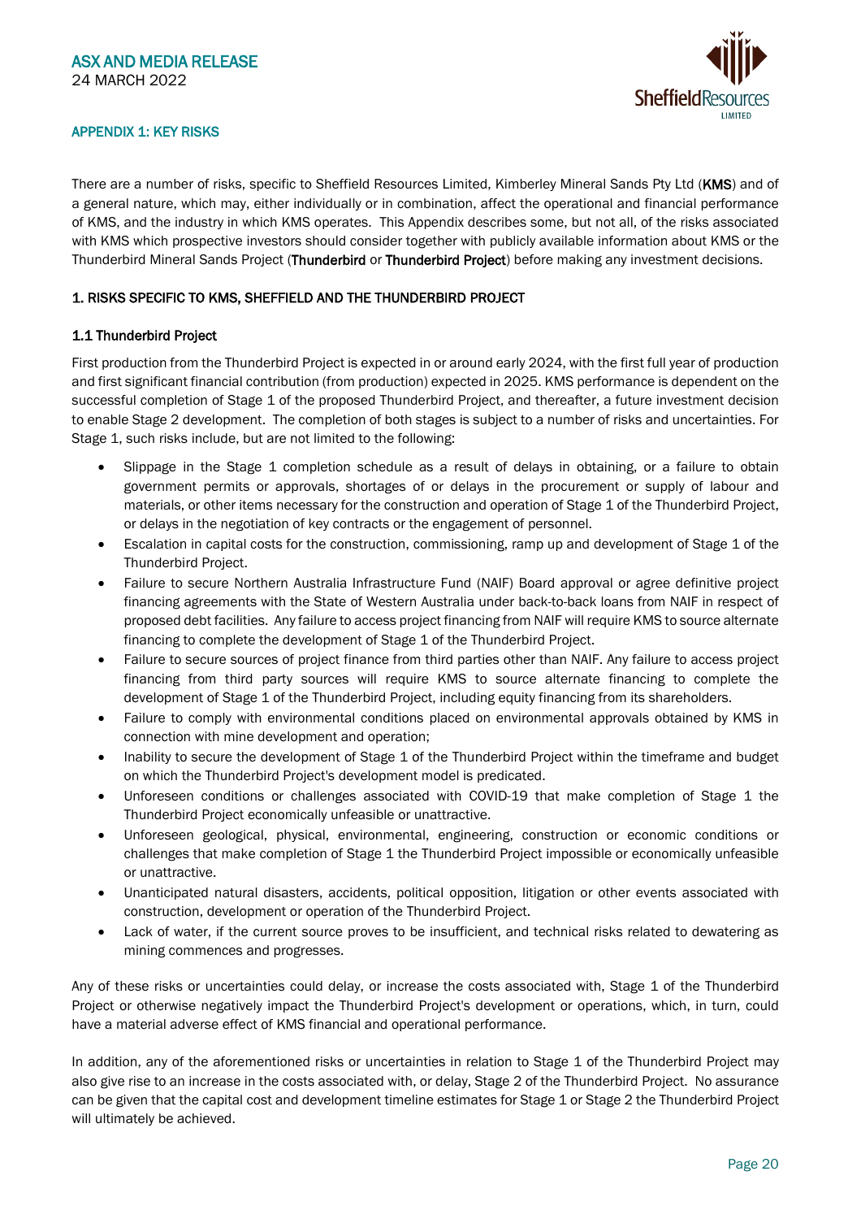## APPENDIX 1: KEY RISKS

There are a number of risks, specific to Sheffield Resources Limited, Kimberley Mineral Sands Pty Ltd (**KMS**) and of a general nature, which may, either individually or in combination, affect the operational and financial performance of KMS, and the industry in which KMS operates. This Appendix describes some, but not all, of the risks associated with KMS which prospective investors should consider together with publicly available information about KMS or the Thunderbird Mineral Sands Project (**Thunderbird** or **Thunderbird Project**) before making any investment decisions.

### 1. RISKS SPECIFIC TO KMS, SHEFFIELD AND THE THUNDERBIRD PROJECT

#### 1.1 Thunderbird Project

First production from the Thunderbird Project is expected in or around early 2024, with the first full year of production and first significant financial contribution (from production) expected in 2025. KMS performance is dependent on the successful completion of Stage 1 of the proposed Thunderbird Project, and thereafter, a future investment decision to enable Stage 2 development. The completion of both stages is subject to a number of risks and uncertainties. For Stage 1, such risks include, but are not limited to the following:

- Slippage in the Stage 1 completion schedule as a result of delays in obtaining, or a failure to obtain government permits or approvals, shortages of or delays in the procurement or supply of labour and materials, or other items necessary for the construction and operation of Stage 1 of the Thunderbird Project, or delays in the negotiation of key contracts or the engagement of personnel.
- Escalation in capital costs for the construction, commissioning, ramp up and development of Stage 1 of the Thunderbird Project.
- Failure to secure Northern Australia Infrastructure Fund (NAIF) Board approval or agree definitive project financing agreements with the State of Western Australia under back-to-back loans from NAIF in respect of proposed debt facilities. Any failure to access project financing from NAIF will require KMS to source alternate financing to complete the development of Stage 1 of the Thunderbird Project.
- Failure to secure sources of project finance from third parties other than NAIF. Any failure to access project financing from third party sources will require KMS to source alternate financing to complete the development of Stage 1 of the Thunderbird Project, including equity financing from its shareholders.
- Failure to comply with environmental conditions placed on environmental approvals obtained by KMS in connection with mine development and operation;
- Inability to secure the development of Stage 1 of the Thunderbird Project within the timeframe and budget on which the Thunderbird Project's development model is predicated.
- Unforeseen conditions or challenges associated with COVID-19 that make completion of Stage 1 the Thunderbird Project economically unfeasible or unattractive.
- Unforeseen geological, physical, environmental, engineering, construction or economic conditions or challenges that make completion of Stage 1 the Thunderbird Project impossible or economically unfeasible or unattractive.
- Unanticipated natural disasters, accidents, political opposition, litigation or other events associated with construction, development or operation of the Thunderbird Project.
- Lack of water, if the current source proves to be insufficient, and technical risks related to dewatering as mining commences and progresses.

Any of these risks or uncertainties could delay, or increase the costs associated with, Stage 1 of the Thunderbird Project or otherwise negatively impact the Thunderbird Project's development or operations, which, in turn, could have a material adverse effect of KMS financial and operational performance.

In addition, any of the aforementioned risks or uncertainties in relation to Stage 1 of the Thunderbird Project may also give rise to an increase in the costs associated with, or delay, Stage 2 of the Thunderbird Project. No assurance can be given that the capital cost and development timeline estimates for Stage 1 or Stage 2 the Thunderbird Project will ultimately be achieved.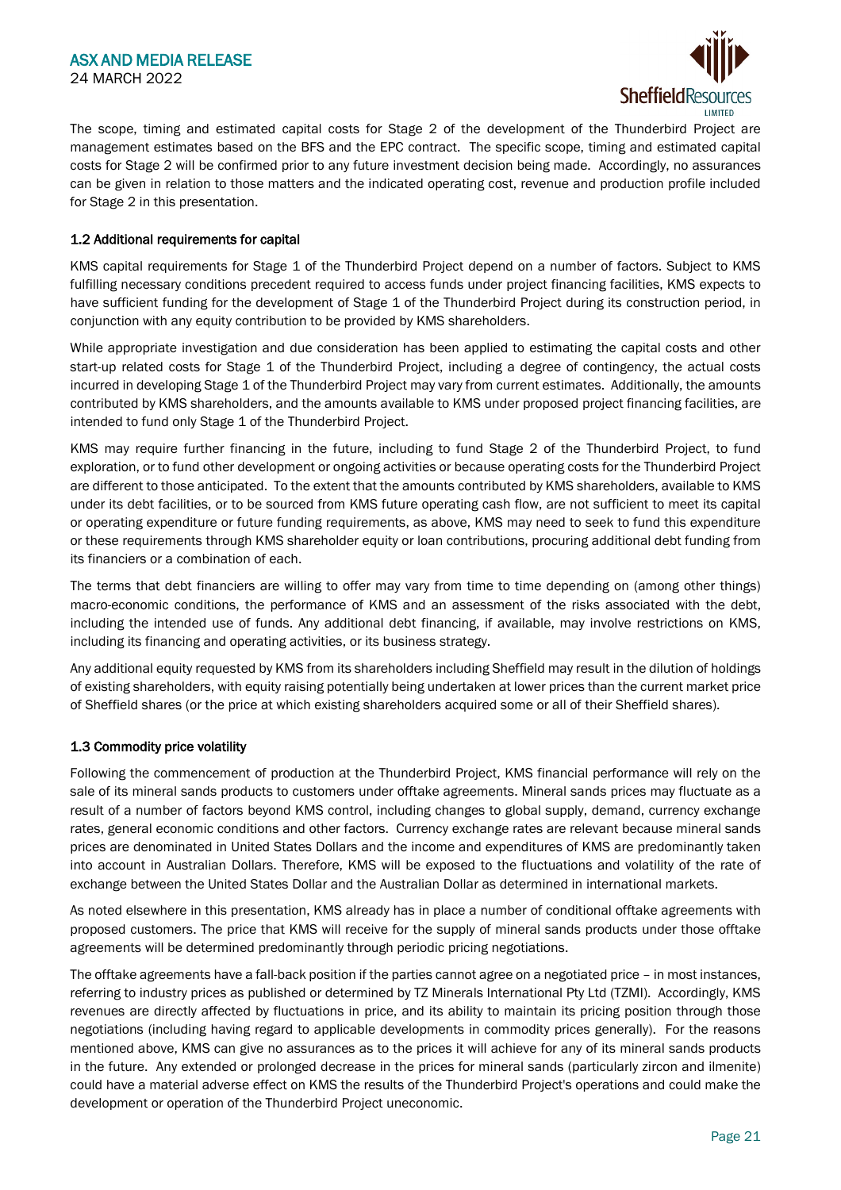The scope, timing and estimated capital costs for Stage 2 of the development of the Thunderbird Project are management estimates based on the BFS and the EPC contract. The specific scope, timing and estimated capital costs for Stage 2 will be confirmed prior to any future investment decision being made. Accordingly, no assurances can be given in relation to those matters and the indicated operating cost, revenue and production profile included for Stage 2 in this presentation.

### 1.2 Additional requirements for capital

KMS capital requirements for Stage 1 of the Thunderbird Project depend on a number of factors. Subject to KMS fulfilling necessary conditions precedent required to access funds under project financing facilities, KMS expects to have sufficient funding for the development of Stage 1 of the Thunderbird Project during its construction period, in conjunction with any equity contribution to be provided by KMS shareholders.

While appropriate investigation and due consideration has been applied to estimating the capital costs and other start-up related costs for Stage 1 of the Thunderbird Project, including a degree of contingency, the actual costs incurred in developing Stage 1 of the Thunderbird Project may vary from current estimates. Additionally, the amounts contributed by KMS shareholders, and the amounts available to KMS under proposed project financing facilities, are intended to fund only Stage 1 of the Thunderbird Project.

KMS may require further financing in the future, including to fund Stage 2 of the Thunderbird Project, to fund exploration, or to fund other development or ongoing activities or because operating costs for the Thunderbird Project are different to those anticipated. To the extent that the amounts contributed by KMS shareholders, available to KMS under its debt facilities, or to be sourced from KMS future operating cash flow, are not sufficient to meet its capital or operating expenditure or future funding requirements, as above, KMS may need to seek to fund this expenditure or these requirements through KMS shareholder equity or loan contributions, procuring additional debt funding from its financiers or a combination of each.

The terms that debt financiers are willing to offer may vary from time to time depending on (among other things) macro-economic conditions, the performance of KMS and an assessment of the risks associated with the debt, including the intended use of funds. Any additional debt financing, if available, may involve restrictions on KMS, including its financing and operating activities, or its business strategy.

Any additional equity requested by KMS from its shareholders including Sheffield may result in the dilution of holdings of existing shareholders, with equity raising potentially being undertaken at lower prices than the current market price of Sheffield shares (or the price at which existing shareholders acquired some or all of their Sheffield shares).

### 1.3 Commodity price volatility

Following the commencement of production at the Thunderbird Project, KMS financial performance will rely on the sale of its mineral sands products to customers under offtake agreements. Mineral sands prices may fluctuate as a result of a number of factors beyond KMS control, including changes to global supply, demand, currency exchange rates, general economic conditions and other factors. Currency exchange rates are relevant because mineral sands prices are denominated in United States Dollars and the income and expenditures of KMS are predominantly taken into account in Australian Dollars. Therefore, KMS will be exposed to the fluctuations and volatility of the rate of exchange between the United States Dollar and the Australian Dollar as determined in international markets.

As noted elsewhere in this presentation, KMS already has in place a number of conditional offtake agreements with proposed customers. The price that KMS will receive for the supply of mineral sands products under those offtake agreements will be determined predominantly through periodic pricing negotiations.

The offtake agreements have a fall-back position if the parties cannot agree on a negotiated price – in most instances, referring to industry prices as published or determined by TZ Minerals International Pty Ltd (TZMI). Accordingly, KMS revenues are directly affected by fluctuations in price, and its ability to maintain its pricing position through those negotiations (including having regard to applicable developments in commodity prices generally). For the reasons mentioned above, KMS can give no assurances as to the prices it will achieve for any of its mineral sands products in the future. Any extended or prolonged decrease in the prices for mineral sands (particularly zircon and ilmenite) could have a material adverse effect on KMS the results of the Thunderbird Project's operations and could make the development or operation of the Thunderbird Project uneconomic.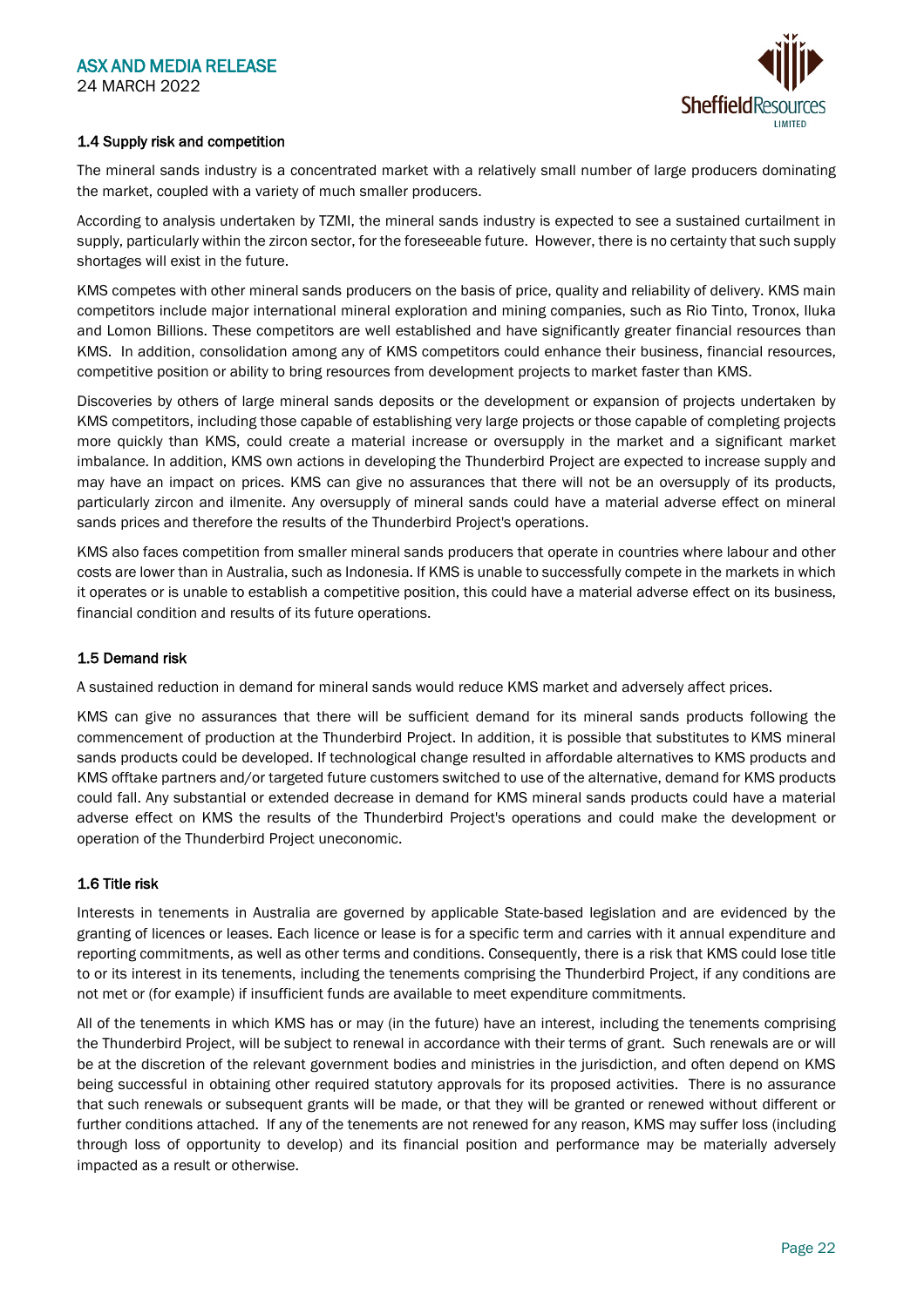### 1.4 Supply risk and competition

The mineral sands industry is a concentrated market with a relatively small number of large producers dominating the market, coupled with a variety of much smaller producers.

According to analysis undertaken by TZMI, the mineral sands industry is expected to see a sustained curtailment in supply, particularly within the zircon sector, for the foreseeable future. However, there is no certainty that such supply shortages will exist in the future.

KMS competes with other mineral sands producers on the basis of price, quality and reliability of delivery. KMS main competitors include major international mineral exploration and mining companies, such as Rio Tinto, Tronox, Iluka and Lomon Billions. These competitors are well established and have significantly greater financial resources than KMS. In addition, consolidation among any of KMS competitors could enhance their business, financial resources, competitive position or ability to bring resources from development projects to market faster than KMS.

Discoveries by others of large mineral sands deposits or the development or expansion of projects undertaken by KMS competitors, including those capable of establishing very large projects or those capable of completing projects more quickly than KMS, could create a material increase or oversupply in the market and a significant market imbalance. In addition, KMS own actions in developing the Thunderbird Project are expected to increase supply and may have an impact on prices. KMS can give no assurances that there will not be an oversupply of its products, particularly zircon and ilmenite. Any oversupply of mineral sands could have a material adverse effect on mineral sands prices and therefore the results of the Thunderbird Project's operations.

KMS also faces competition from smaller mineral sands producers that operate in countries where labour and other costs are lower than in Australia, such as Indonesia. If KMS is unable to successfully compete in the markets in which it operates or is unable to establish a competitive position, this could have a material adverse effect on its business, financial condition and results of its future operations.

### 1.5 Demand risk

A sustained reduction in demand for mineral sands would reduce KMS market and adversely affect prices.

KMS can give no assurances that there will be sufficient demand for its mineral sands products following the commencement of production at the Thunderbird Project. In addition, it is possible that substitutes to KMS mineral sands products could be developed. If technological change resulted in affordable alternatives to KMS products and KMS offtake partners and/or targeted future customers switched to use of the alternative, demand for KMS products could fall. Any substantial or extended decrease in demand for KMS mineral sands products could have a material adverse effect on KMS the results of the Thunderbird Project's operations and could make the development or operation of the Thunderbird Project uneconomic.

### 1.6 Title risk

Interests in tenements in Australia are governed by applicable State-based legislation and are evidenced by the granting of licences or leases. Each licence or lease is for a specific term and carries with it annual expenditure and reporting commitments, as well as other terms and conditions. Consequently, there is a risk that KMS could lose title to or its interest in its tenements, including the tenements comprising the Thunderbird Project, if any conditions are not met or (for example) if insufficient funds are available to meet expenditure commitments.

All of the tenements in which KMS has or may (in the future) have an interest, including the tenements comprising the Thunderbird Project, will be subject to renewal in accordance with their terms of grant. Such renewals are or will be at the discretion of the relevant government bodies and ministries in the jurisdiction, and often depend on KMS being successful in obtaining other required statutory approvals for its proposed activities. There is no assurance that such renewals or subsequent grants will be made, or that they will be granted or renewed without different or further conditions attached. If any of the tenements are not renewed for any reason, KMS may suffer loss (including through loss of opportunity to develop) and its financial position and performance may be materially adversely impacted as a result or otherwise.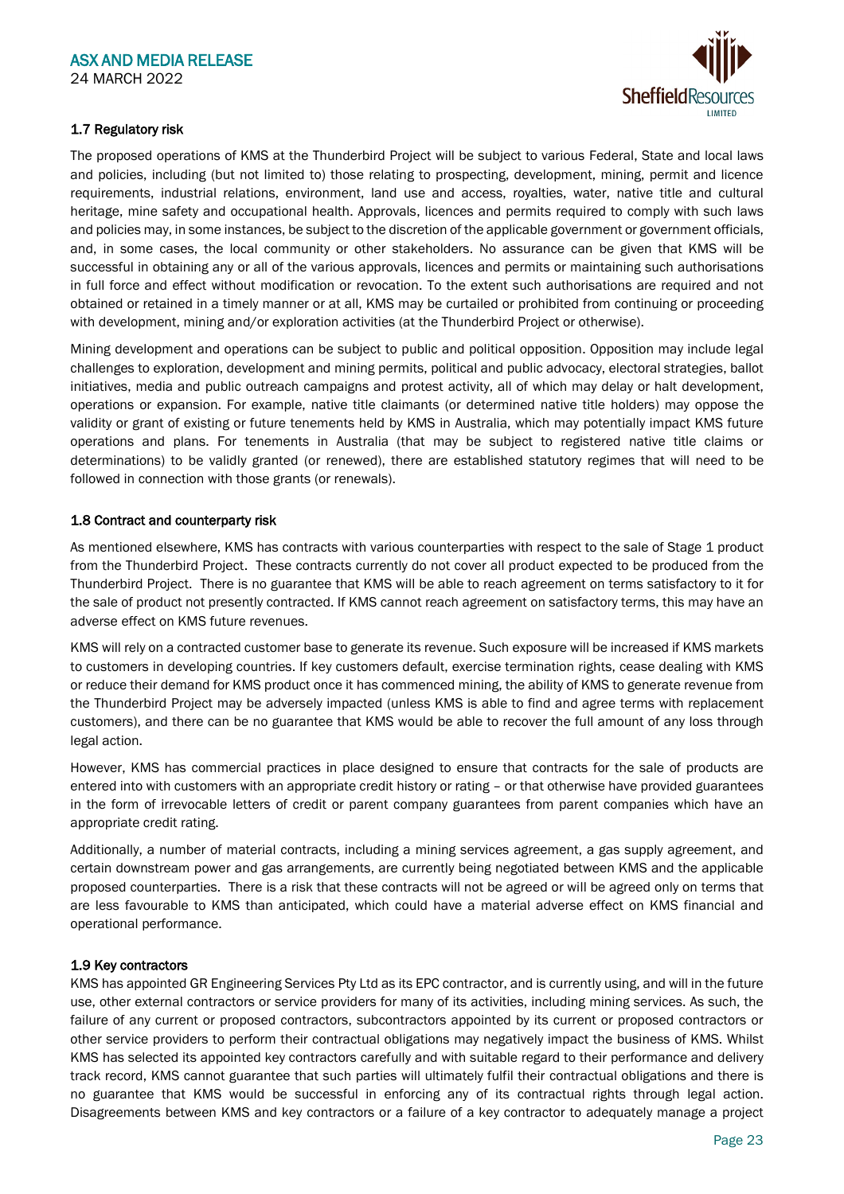### 1.7 Regulatory risk

The proposed operations of KMS at the Thunderbird Project will be subject to various Federal, State and local laws and policies, including (but not limited to) those relating to prospecting, development, mining, permit and licence requirements, industrial relations, environment, land use and access, royalties, water, native title and cultural heritage, mine safety and occupational health. Approvals, licences and permits required to comply with such laws and policies may, in some instances, be subject to the discretion of the applicable government or government officials, and, in some cases, the local community or other stakeholders. No assurance can be given that KMS will be successful in obtaining any or all of the various approvals, licences and permits or maintaining such authorisations in full force and effect without modification or revocation. To the extent such authorisations are required and not obtained or retained in a timely manner or at all, KMS may be curtailed or prohibited from continuing or proceeding with development, mining and/or exploration activities (at the Thunderbird Project or otherwise).

Mining development and operations can be subject to public and political opposition. Opposition may include legal challenges to exploration, development and mining permits, political and public advocacy, electoral strategies, ballot initiatives, media and public outreach campaigns and protest activity, all of which may delay or halt development, operations or expansion. For example, native title claimants (or determined native title holders) may oppose the validity or grant of existing or future tenements held by KMS in Australia, which may potentially impact KMS future operations and plans. For tenements in Australia (that may be subject to registered native title claims or determinations) to be validly granted (or renewed), there are established statutory regimes that will need to be followed in connection with those grants (or renewals).

### 1.8 Contract and counterparty risk

As mentioned elsewhere, KMS has contracts with various counterparties with respect to the sale of Stage 1 product from the Thunderbird Project. These contracts currently do not cover all product expected to be produced from the Thunderbird Project. There is no guarantee that KMS will be able to reach agreement on terms satisfactory to it for the sale of product not presently contracted. If KMS cannot reach agreement on satisfactory terms, this may have an adverse effect on KMS future revenues.

KMS will rely on a contracted customer base to generate its revenue. Such exposure will be increased if KMS markets to customers in developing countries. If key customers default, exercise termination rights, cease dealing with KMS or reduce their demand for KMS product once it has commenced mining, the ability of KMS to generate revenue from the Thunderbird Project may be adversely impacted (unless KMS is able to find and agree terms with replacement customers), and there can be no guarantee that KMS would be able to recover the full amount of any loss through legal action.

However, KMS has commercial practices in place designed to ensure that contracts for the sale of products are entered into with customers with an appropriate credit history or rating – or that otherwise have provided guarantees in the form of irrevocable letters of credit or parent company guarantees from parent companies which have an appropriate credit rating.

Additionally, a number of material contracts, including a mining services agreement, a gas supply agreement, and certain downstream power and gas arrangements, are currently being negotiated between KMS and the applicable proposed counterparties. There is a risk that these contracts will not be agreed or will be agreed only on terms that are less favourable to KMS than anticipated, which could have a material adverse effect on KMS financial and operational performance.

### 1.9 Key contractors

KMS has appointed GR Engineering Services Pty Ltd as its EPC contractor, and is currently using, and will in the future use, other external contractors or service providers for many of its activities, including mining services. As such, the failure of any current or proposed contractors, subcontractors appointed by its current or proposed contractors or other service providers to perform their contractual obligations may negatively impact the business of KMS. Whilst KMS has selected its appointed key contractors carefully and with suitable regard to their performance and delivery track record, KMS cannot guarantee that such parties will ultimately fulfil their contractual obligations and there is no guarantee that KMS would be successful in enforcing any of its contractual rights through legal action. Disagreements between KMS and key contractors or a failure of a key contractor to adequately manage a project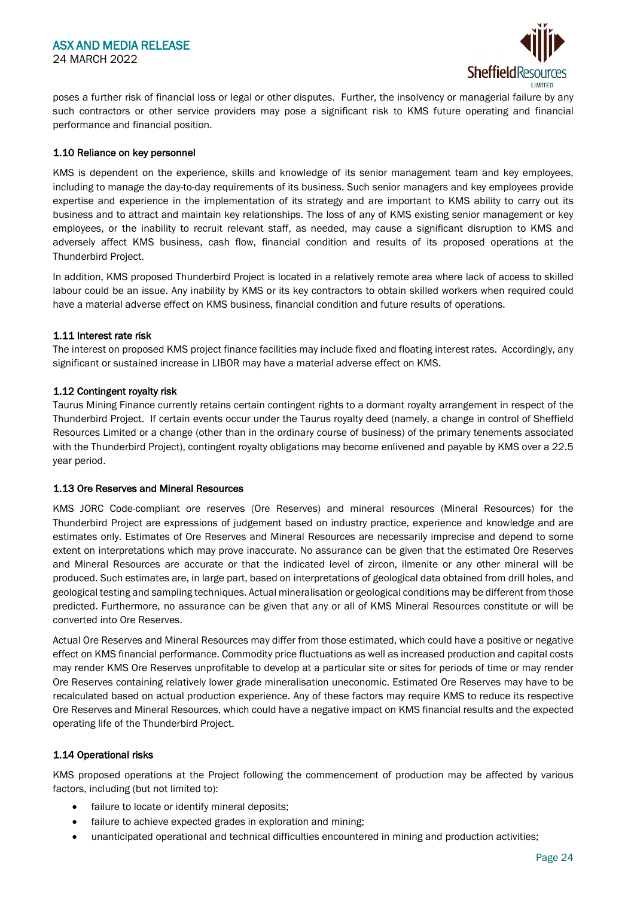poses a further risk of financial loss or legal or other disputes. Further, the insolvency or managerial failure by any such contractors or other service providers may pose a significant risk to KMS future operating and financial performance and financial position.

### 1.10 Reliance on key personnel

KMS is dependent on the experience, skills and knowledge of its senior management team and key employees, including to manage the day-to-day requirements of its business. Such senior managers and key employees provide expertise and experience in the implementation of its strategy and are important to KMS ability to carry out its business and to attract and maintain key relationships. The loss of any of KMS existing senior management or key employees, or the inability to recruit relevant staff, as needed, may cause a significant disruption to KMS and adversely affect KMS business, cash flow, financial condition and results of its proposed operations at the Thunderbird Project.

In addition, KMS proposed Thunderbird Project is located in a relatively remote area where lack of access to skilled labour could be an issue. Any inability by KMS or its key contractors to obtain skilled workers when required could have a material adverse effect on KMS business, financial condition and future results of operations.

### 1.11 Interest rate risk

The interest on proposed KMS project finance facilities may include fixed and floating interest rates. Accordingly, any significant or sustained increase in LIBOR may have a material adverse effect on KMS.

### 1.12 Contingent royalty risk

Taurus Mining Finance currently retains certain contingent rights to a dormant royalty arrangement in respect of the Thunderbird Project. If certain events occur under the Taurus royalty deed (namely, a change in control of Sheffield Resources Limited or a change (other than in the ordinary course of business) of the primary tenements associated with the Thunderbird Project), contingent royalty obligations may become enlivened and payable by KMS over a 22.5 year period.

### 1.13 Ore Reserves and Mineral Resources

KMS JORC Code-compliant ore reserves (Ore Reserves) and mineral resources (Mineral Resources) for the Thunderbird Project are expressions of judgement based on industry practice, experience and knowledge and are estimates only. Estimates of Ore Reserves and Mineral Resources are necessarily imprecise and depend to some extent on interpretations which may prove inaccurate. No assurance can be given that the estimated Ore Reserves and Mineral Resources are accurate or that the indicated level of zircon, ilmenite or any other mineral will be produced. Such estimates are, in large part, based on interpretations of geological data obtained from drill holes, and geological testing and sampling techniques. Actual mineralisation or geological conditions may be different from those predicted. Furthermore, no assurance can be given that any or all of KMS Mineral Resources constitute or will be converted into Ore Reserves.

Actual Ore Reserves and Mineral Resources may differ from those estimated, which could have a positive or negative effect on KMS financial performance. Commodity price fluctuations as well as increased production and capital costs may render KMS Ore Reserves unprofitable to develop at a particular site or sites for periods of time or may render Ore Reserves containing relatively lower grade mineralisation uneconomic. Estimated Ore Reserves may have to be recalculated based on actual production experience. Any of these factors may require KMS to reduce its respective Ore Reserves and Mineral Resources, which could have a negative impact on KMS financial results and the expected operating life of the Thunderbird Project.

### 1.14 Operational risks

KMS proposed operations at the Project following the commencement of production may be affected by various factors, including (but not limited to):

- failure to locate or identify mineral deposits;
- failure to achieve expected grades in exploration and mining;
- unanticipated operational and technical difficulties encountered in mining and production activities;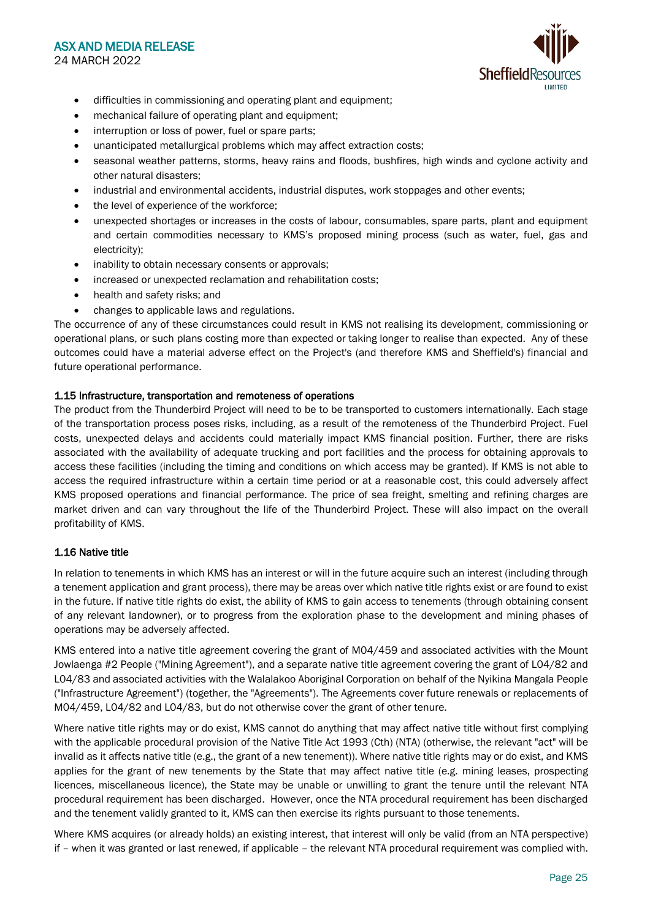- difficulties in commissioning and operating plant and equipment;
- mechanical failure of operating plant and equipment;
- interruption or loss of power, fuel or spare parts;
- unanticipated metallurgical problems which may affect extraction costs;
- seasonal weather patterns, storms, heavy rains and floods, bushfires, high winds and cyclone activity and other natural disasters;
- industrial and environmental accidents, industrial disputes, work stoppages and other events;
- the level of experience of the workforce;
- unexpected shortages or increases in the costs of labour, consumables, spare parts, plant and equipment and certain commodities necessary to KMS's proposed mining process (such as water, fuel, gas and electricity);
- inability to obtain necessary consents or approvals;
- increased or unexpected reclamation and rehabilitation costs;
- health and safety risks; and
- changes to applicable laws and regulations.

The occurrence of any of these circumstances could result in KMS not realising its development, commissioning or operational plans, or such plans costing more than expected or taking longer to realise than expected. Any of these outcomes could have a material adverse effect on the Project's (and therefore KMS and Sheffield's) financial and future operational performance.

### 1.15 Infrastructure, transportation and remoteness of operations

The product from the Thunderbird Project will need to be to be transported to customers internationally. Each stage of the transportation process poses risks, including, as a result of the remoteness of the Thunderbird Project. Fuel costs, unexpected delays and accidents could materially impact KMS financial position. Further, there are risks associated with the availability of adequate trucking and port facilities and the process for obtaining approvals to access these facilities (including the timing and conditions on which access may be granted). If KMS is not able to access the required infrastructure within a certain time period or at a reasonable cost, this could adversely affect KMS proposed operations and financial performance. The price of sea freight, smelting and refining charges are market driven and can vary throughout the life of the Thunderbird Project. These will also impact on the overall profitability of KMS.

### 1.16 Native title

In relation to tenements in which KMS has an interest or will in the future acquire such an interest (including through a tenement application and grant process), there may be areas over which native title rights exist or are found to exist in the future. If native title rights do exist, the ability of KMS to gain access to tenements (through obtaining consent of any relevant landowner), or to progress from the exploration phase to the development and mining phases of operations may be adversely affected.

KMS entered into a native title agreement covering the grant of M04/459 and associated activities with the Mount Jowlaenga #2 People ("Mining Agreement"), and a separate native title agreement covering the grant of L04/82 and L04/83 and associated activities with the Walalakoo Aboriginal Corporation on behalf of the Nyikina Mangala People ("Infrastructure Agreement") (together, the "Agreements"). The Agreements cover future renewals or replacements of M04/459, L04/82 and L04/83, but do not otherwise cover the grant of other tenure.

Where native title rights may or do exist, KMS cannot do anything that may affect native title without first complying with the applicable procedural provision of the Native Title Act 1993 (Cth) (NTA) (otherwise, the relevant "act" will be invalid as it affects native title (e.g., the grant of a new tenement)). Where native title rights may or do exist, and KMS applies for the grant of new tenements by the State that may affect native title (e.g. mining leases, prospecting licences, miscellaneous licence), the State may be unable or unwilling to grant the tenure until the relevant NTA procedural requirement has been discharged. However, once the NTA procedural requirement has been discharged and the tenement validly granted to it, KMS can then exercise its rights pursuant to those tenements.

Where KMS acquires (or already holds) an existing interest, that interest will only be valid (from an NTA perspective) if – when it was granted or last renewed, if applicable – the relevant NTA procedural requirement was complied with.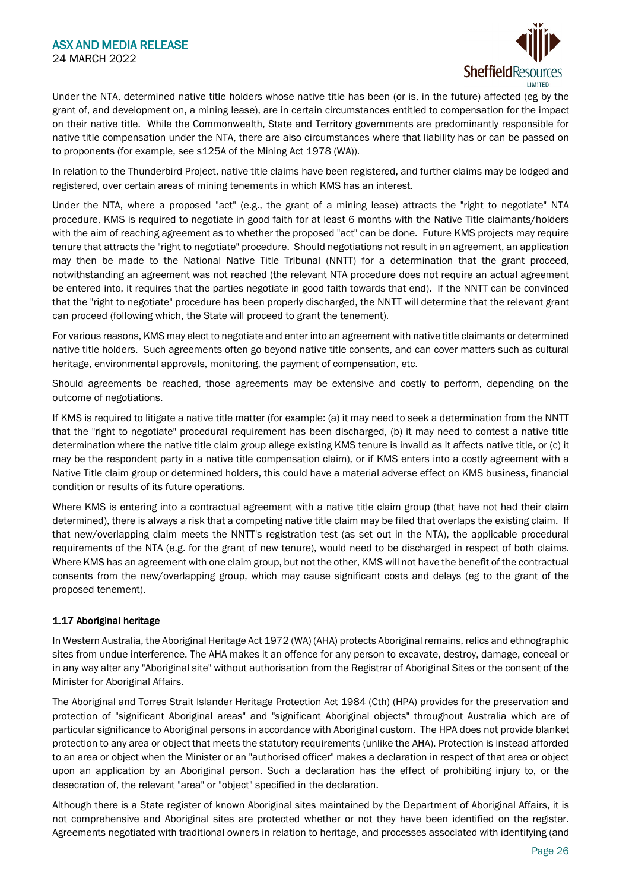Under the NTA, determined native title holders whose native title has been (or is, in the future) affected (eg by the grant of, and development on, a mining lease), are in certain circumstances entitled to compensation for the impact on their native title. While the Commonwealth, State and Territory governments are predominantly responsible for native title compensation under the NTA, there are also circumstances where that liability has or can be passed on to proponents (for example, see s125A of the Mining Act 1978 (WA)).

In relation to the Thunderbird Project, native title claims have been registered, and further claims may be lodged and registered, over certain areas of mining tenements in which KMS has an interest.

Under the NTA, where a proposed "act" (e.g., the grant of a mining lease) attracts the "right to negotiate" NTA procedure, KMS is required to negotiate in good faith for at least 6 months with the Native Title claimants/holders with the aim of reaching agreement as to whether the proposed "act" can be done. Future KMS projects may require tenure that attracts the "right to negotiate" procedure. Should negotiations not result in an agreement, an application may then be made to the National Native Title Tribunal (NNTT) for a determination that the grant proceed, notwithstanding an agreement was not reached (the relevant NTA procedure does not require an actual agreement be entered into, it requires that the parties negotiate in good faith towards that end). If the NNTT can be convinced that the "right to negotiate" procedure has been properly discharged, the NNTT will determine that the relevant grant can proceed (following which, the State will proceed to grant the tenement).

For various reasons, KMS may elect to negotiate and enter into an agreement with native title claimants or determined native title holders. Such agreements often go beyond native title consents, and can cover matters such as cultural heritage, environmental approvals, monitoring, the payment of compensation, etc.

Should agreements be reached, those agreements may be extensive and costly to perform, depending on the outcome of negotiations.

If KMS is required to litigate a native title matter (for example: (a) it may need to seek a determination from the NNTT that the "right to negotiate" procedural requirement has been discharged, (b) it may need to contest a native title determination where the native title claim group allege existing KMS tenure is invalid as it affects native title, or (c) it may be the respondent party in a native title compensation claim), or if KMS enters into a costly agreement with a Native Title claim group or determined holders, this could have a material adverse effect on KMS business, financial condition or results of its future operations.

Where KMS is entering into a contractual agreement with a native title claim group (that have not had their claim determined), there is always a risk that a competing native title claim may be filed that overlaps the existing claim. If that new/overlapping claim meets the NNTT's registration test (as set out in the NTA), the applicable procedural requirements of the NTA (e.g. for the grant of new tenure), would need to be discharged in respect of both claims. Where KMS has an agreement with one claim group, but not the other, KMS will not have the benefit of the contractual consents from the new/overlapping group, which may cause significant costs and delays (eg to the grant of the proposed tenement).

### 1.17 Aboriginal heritage

In Western Australia, the Aboriginal Heritage Act 1972 (WA) (AHA) protects Aboriginal remains, relics and ethnographic sites from undue interference. The AHA makes it an offence for any person to excavate, destroy, damage, conceal or in any way alter any "Aboriginal site" without authorisation from the Registrar of Aboriginal Sites or the consent of the Minister for Aboriginal Affairs.

The Aboriginal and Torres Strait Islander Heritage Protection Act 1984 (Cth) (HPA) provides for the preservation and protection of "significant Aboriginal areas" and "significant Aboriginal objects" throughout Australia which are of particular significance to Aboriginal persons in accordance with Aboriginal custom. The HPA does not provide blanket protection to any area or object that meets the statutory requirements (unlike the AHA). Protection is instead afforded to an area or object when the Minister or an "authorised officer" makes a declaration in respect of that area or object upon an application by an Aboriginal person. Such a declaration has the effect of prohibiting injury to, or the desecration of, the relevant "area" or "object" specified in the declaration.

Although there is a State register of known Aboriginal sites maintained by the Department of Aboriginal Affairs, it is not comprehensive and Aboriginal sites are protected whether or not they have been identified on the register. Agreements negotiated with traditional owners in relation to heritage, and processes associated with identifying (and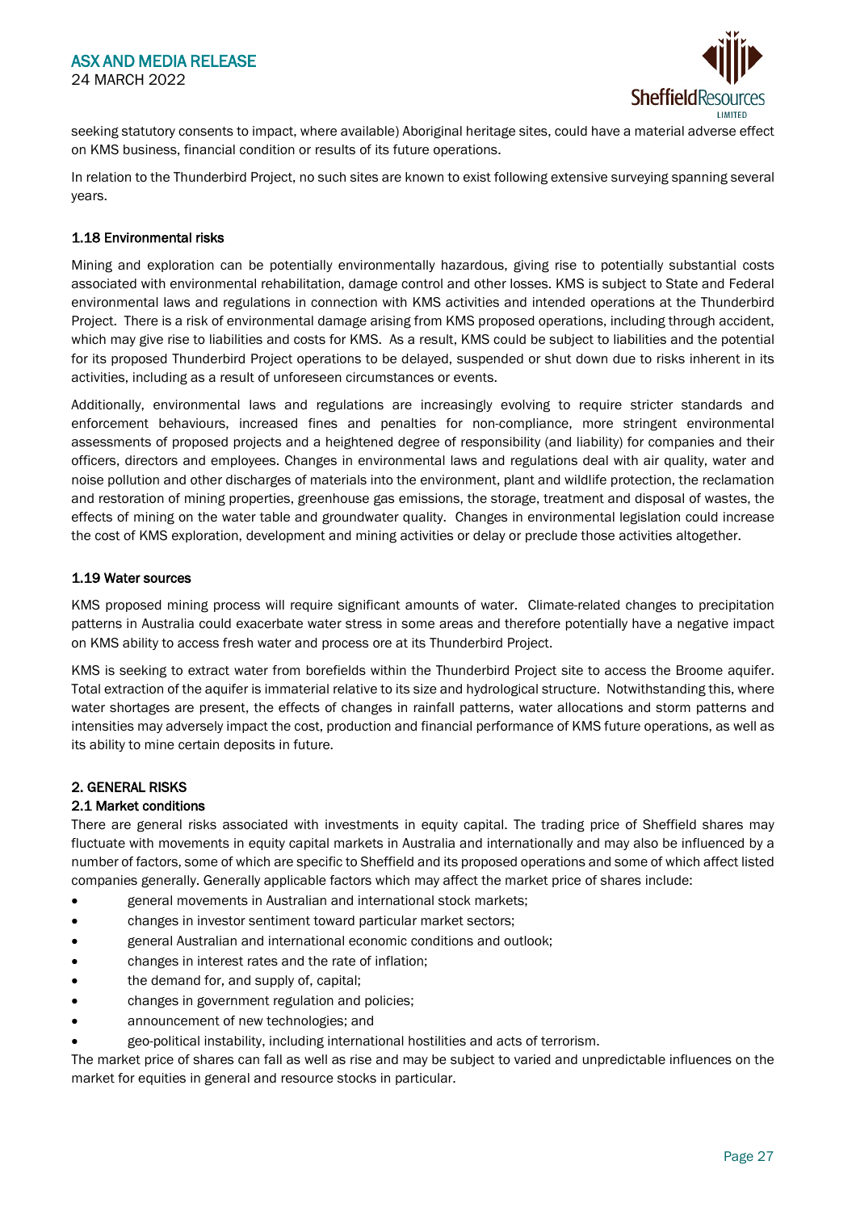seeking statutory consents to impact, where available) Aboriginal heritage sites, could have a material adverse effect on KMS business, financial condition or results of its future operations.

In relation to the Thunderbird Project, no such sites are known to exist following extensive surveying spanning several years.

### 1.18 Environmental risks

Mining and exploration can be potentially environmentally hazardous, giving rise to potentially substantial costs associated with environmental rehabilitation, damage control and other losses. KMS is subject to State and Federal environmental laws and regulations in connection with KMS activities and intended operations at the Thunderbird Project. There is a risk of environmental damage arising from KMS proposed operations, including through accident, which may give rise to liabilities and costs for KMS. As a result, KMS could be subject to liabilities and the potential for its proposed Thunderbird Project operations to be delayed, suspended or shut down due to risks inherent in its activities, including as a result of unforeseen circumstances or events.

Additionally, environmental laws and regulations are increasingly evolving to require stricter standards and enforcement behaviours, increased fines and penalties for non-compliance, more stringent environmental assessments of proposed projects and a heightened degree of responsibility (and liability) for companies and their officers, directors and employees. Changes in environmental laws and regulations deal with air quality, water and noise pollution and other discharges of materials into the environment, plant and wildlife protection, the reclamation and restoration of mining properties, greenhouse gas emissions, the storage, treatment and disposal of wastes, the effects of mining on the water table and groundwater quality. Changes in environmental legislation could increase the cost of KMS exploration, development and mining activities or delay or preclude those activities altogether.

### 1.19 Water sources

KMS proposed mining process will require significant amounts of water. Climate-related changes to precipitation patterns in Australia could exacerbate water stress in some areas and therefore potentially have a negative impact on KMS ability to access fresh water and process ore at its Thunderbird Project.

KMS is seeking to extract water from borefields within the Thunderbird Project site to access the Broome aquifer. Total extraction of the aquifer is immaterial relative to its size and hydrological structure. Notwithstanding this, where water shortages are present, the effects of changes in rainfall patterns, water allocations and storm patterns and intensities may adversely impact the cost, production and financial performance of KMS future operations, as well as its ability to mine certain deposits in future.

## 2. GENERAL RISKS

### 2.1 Market conditions

There are general risks associated with investments in equity capital. The trading price of Sheffield shares may fluctuate with movements in equity capital markets in Australia and internationally and may also be influenced by a number of factors, some of which are specific to Sheffield and its proposed operations and some of which affect listed companies generally. Generally applicable factors which may affect the market price of shares include:

- general movements in Australian and international stock markets;
- changes in investor sentiment toward particular market sectors;
- general Australian and international economic conditions and outlook;
- changes in interest rates and the rate of inflation;
- the demand for, and supply of, capital;
- changes in government regulation and policies;
- announcement of new technologies; and
- geo-political instability, including international hostilities and acts of terrorism.

The market price of shares can fall as well as rise and may be subject to varied and unpredictable influences on the market for equities in general and resource stocks in particular.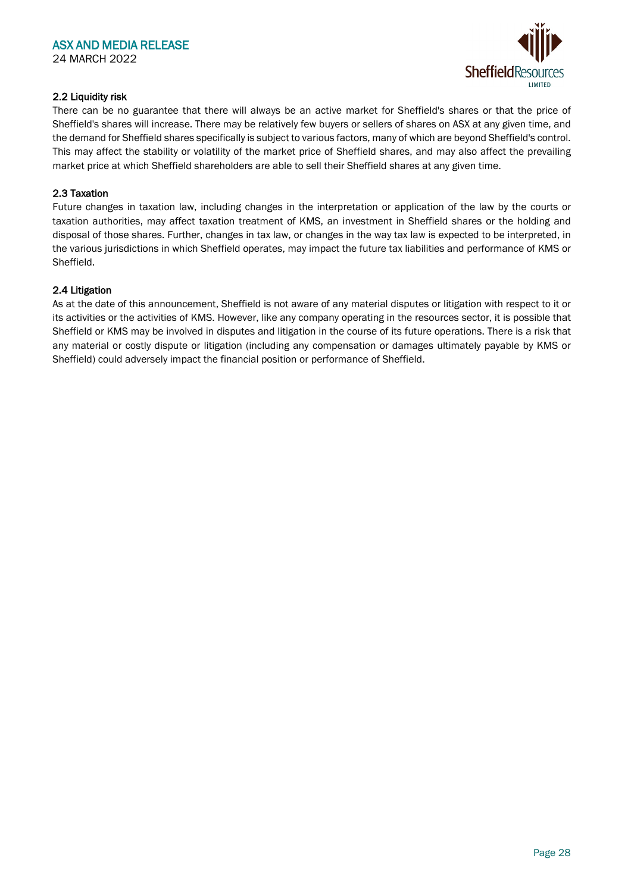### 2.2 Liquidity risk

There can be no guarantee that there will always be an active market for Sheffield's shares or that the price of Sheffield's shares will increase. There may be relatively few buyers or sellers of shares on ASX at any given time, and the demand for Sheffield shares specifically is subject to various factors, many of which are beyond Sheffield's control. This may affect the stability or volatility of the market price of Sheffield shares, and may also affect the prevailing market price at which Sheffield shareholders are able to sell their Sheffield shares at any given time.

### 2.3 Taxation

Future changes in taxation law, including changes in the interpretation or application of the law by the courts or taxation authorities, may affect taxation treatment of KMS, an investment in Sheffield shares or the holding and disposal of those shares. Further, changes in tax law, or changes in the way tax law is expected to be interpreted, in the various jurisdictions in which Sheffield operates, may impact the future tax liabilities and performance of KMS or Sheffield.

### 2.4 Litigation

As at the date of this announcement, Sheffield is not aware of any material disputes or litigation with respect to it or its activities or the activities of KMS. However, like any company operating in the resources sector, it is possible that Sheffield or KMS may be involved in disputes and litigation in the course of its future operations. There is a risk that any material or costly dispute or litigation (including any compensation or damages ultimately payable by KMS or Sheffield) could adversely impact the financial position or performance of Sheffield.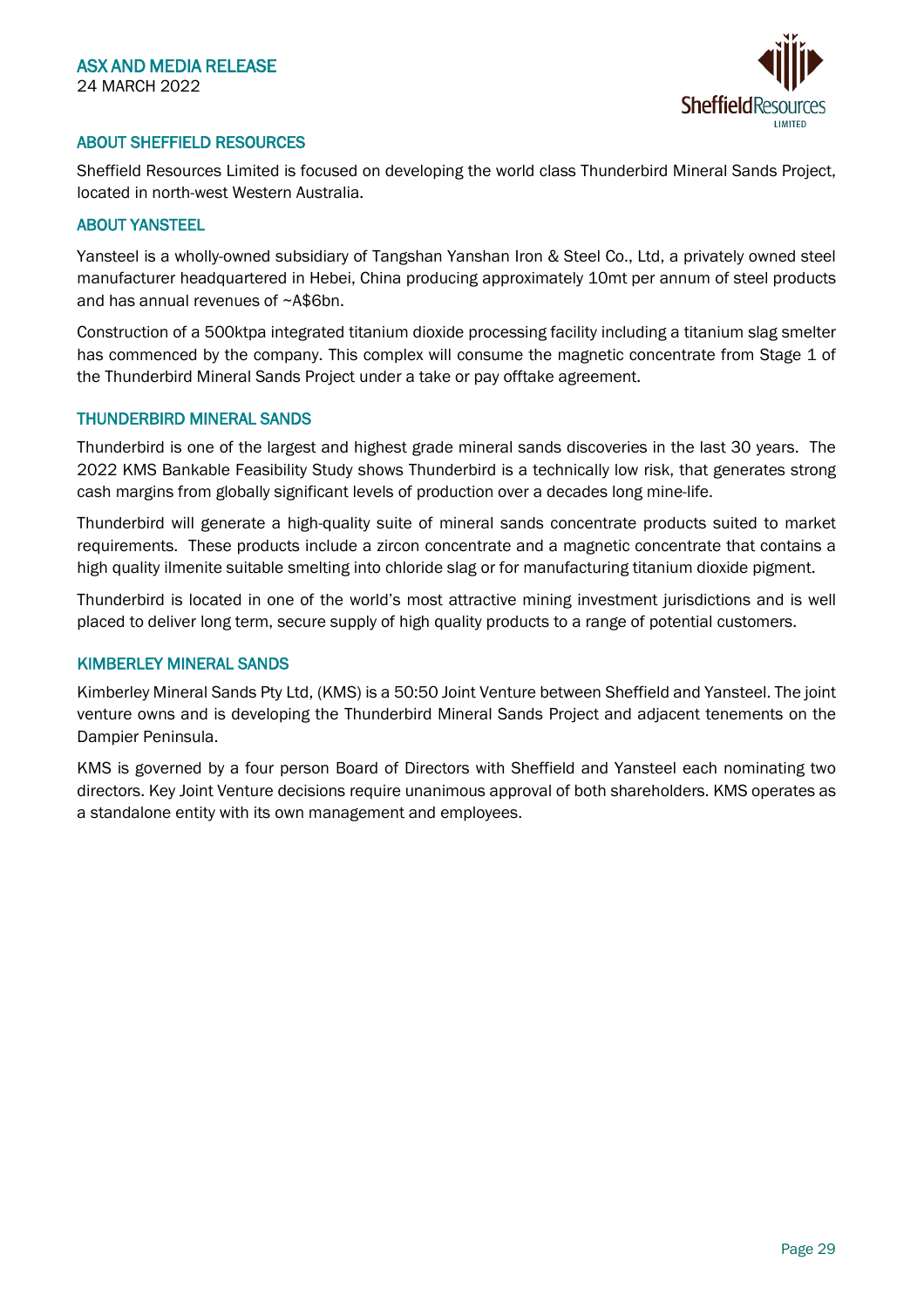## ABOUT SHEFFIELD RESOURCES

Sheffield Resources Limited is focused on developing the world class Thunderbird Mineral Sands Project, located in north-west Western Australia.

## ABOUT YANSTEEL

Yansteel is a wholly-owned subsidiary of Tangshan Yanshan Iron & Steel Co., Ltd, a privately owned steel manufacturer headquartered in Hebei, China producing approximately 10mt per annum of steel products and has annual revenues of ~A$6bn.

Construction of a 500ktpa integrated titanium dioxide processing facility including a titanium slag smelter has commenced by the company. This complex will consume the magnetic concentrate from Stage 1 of the Thunderbird Mineral Sands Project under a take or pay offtake agreement.

## THUNDERBIRD MINERAL SANDS

Thunderbird is one of the largest and highest grade mineral sands discoveries in the last 30 years. The 2022 KMS Bankable Feasibility Study shows Thunderbird is a technically low risk, that generates strong cash margins from globally significant levels of production over a decades long mine-life.

Thunderbird will generate a high-quality suite of mineral sands concentrate products suited to market requirements. These products include a zircon concentrate and a magnetic concentrate that contains a high quality ilmenite suitable smelting into chloride slag or for manufacturing titanium dioxide pigment.

Thunderbird is located in one of the world's most attractive mining investment jurisdictions and is well placed to deliver long term, secure supply of high quality products to a range of potential customers.

## KIMBERLEY MINERAL SANDS

Kimberley Mineral Sands Pty Ltd, (KMS) is a 50:50 Joint Venture between Sheffield and Yansteel. The joint venture owns and is developing the Thunderbird Mineral Sands Project and adjacent tenements on the Dampier Peninsula.

KMS is governed by a four person Board of Directors with Sheffield and Yansteel each nominating two directors. Key Joint Venture decisions require unanimous approval of both shareholders. KMS operates as a standalone entity with its own management and employees.